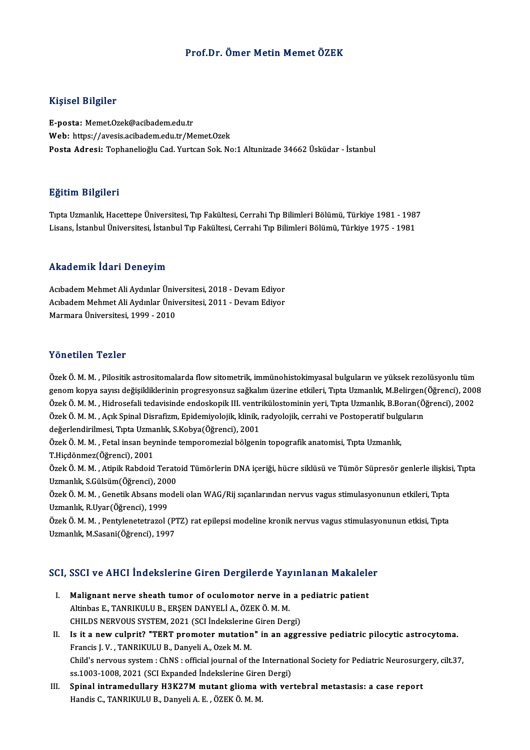# Prof.Dr. Ömer Metin Memet ÖZEK

## Kişisel Bilgiler

**E-posta:** Memet.Ozek@acibadem.edu.tr
**Web:** https://avesis.acibadem.edu.tr/Memet.Ozek
**Posta Adresi:** Tophanelioğlu Cad. Yurtcan Sok. No:1 Altunizade 34662 Üsküdar - İstanbul

## Eğitim Bilgileri

Tıpta Uzmanlık, Hacettepe Üniversitesi, Tıp Fakültesi, Cerrahi Tıp Bilimleri Bölümü, Türkiye 1981 - 1987
Lisans, İstanbul Üniversitesi, İstanbul Tıp Fakültesi, Cerrahi Tıp Bilimleri Bölümü, Türkiye 1975 - 1981

## Akademik İdari Deneyim

Acıbadem Mehmet Ali Aydınlar Üniversitesi, 2018 - Devam Ediyor
Acıbadem Mehmet Ali Aydınlar Üniversitesi, 2011 - Devam Ediyor
Marmara Üniversitesi, 1999 - 2010

## Yönetilen Tezler

Özek Ö. M. M. , Pilositik astrositomalarda flow sitometrik, immünohistokimyasal bulguların ve yüksek rezolüsyonlu tüm genom kopya sayısı değişikliklerinin progresyonsuz sağkalım üzerine etkileri, Tıpta Uzmanlık, M.Belirgen(Öğrenci), 2008

Özek Ö. M. M. , Hidrosefali tedavisinde endoskopik III. ventrikülostominin yeri, Tıpta Uzmanlık, B.Boran(Öğrenci), 2002

Özek Ö. M. M. , Açık Spinal Disrafizm, Epidemiyolojik, klinik, radyolojik, cerrahi ve Postoperatif bulguların değerlendirilmesi, Tıpta Uzmanlık, S.Kobya(Öğrenci), 2001

Özek Ö. M. M. , Fetal insan beyninde temporomezial bölgenin topografik anatomisi, Tıpta Uzmanlık, T.Hiçdönmez(Öğrenci), 2001

Özek Ö. M. M. , Atipik Rabdoid Teratoid Tümörlerin DNA içeriği, hücre siklüsü ve Tümör Süpresör genlerle ilişkisi, Tıpta Uzmanlık, S.Gülsüm(Öğrenci), 2000

Özek Ö. M. M. , Genetik Absans modeli olan WAG/Rij sıçanlarından nervus vagus stimulasyonunun etkileri, Tıpta Uzmanlık, R.Uyar(Öğrenci), 1999

Özek Ö. M. M. , Pentylenetetrazol (PTZ) rat epilepsi modeline kronik nervus vagus stimulasyonunun etkisi, Tıpta Uzmanlık, M.Sasani(Öğrenci), 1997

## SCI, SSCI ve AHCI İndekslerine Giren Dergilerde Yayınlanan Makaleler

I. **Malignant nerve sheath tumor of oculomotor nerve in a pediatric patient**
Altinbas E., TANRIKULU B., ERŞEN DANYELİ A., ÖZEK Ö. M. M.
CHILDS NERVOUS SYSTEM, 2021 (SCI İndekslerine Giren Dergi)

II. **Is it a new culprit? "TERT promoter mutation" in an aggressive pediatric pilocytic astrocytoma.**
Francis J. V. , TANRIKULU B., Danyeli A., Ozek M. M.
Child's nervous system : ChNS : official journal of the International Society for Pediatric Neurosurgery, cilt.37, ss.1003-1008, 2021 (SCI Expanded İndekslerine Giren Dergi)

III. **Spinal intramedullary H3K27M mutant glioma with vertebral metastasis: a case report**
Handis C., TANRIKULU B., Danyeli A. E. , ÖZEK Ö. M. M.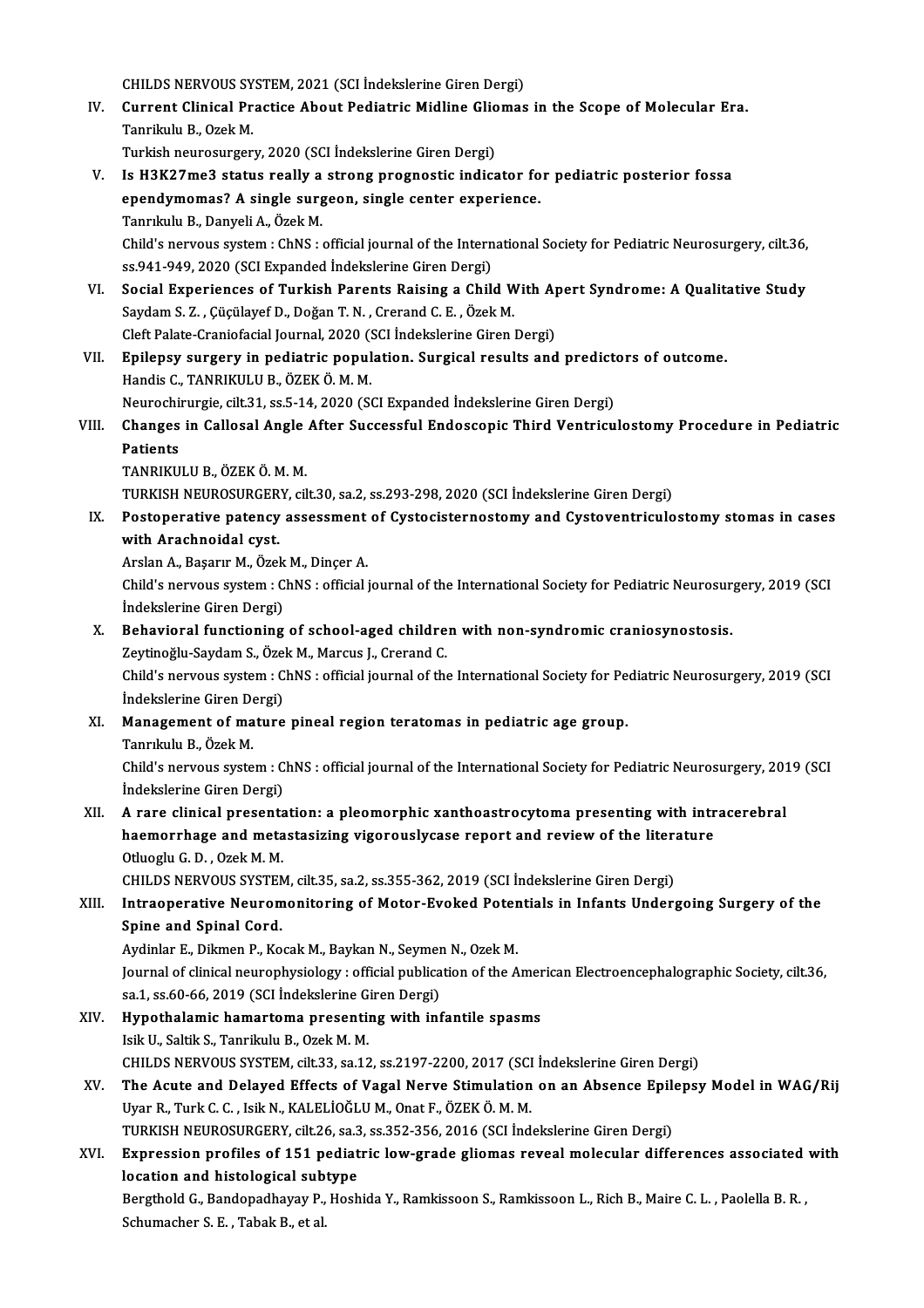CHILDS NERVOUS SYSTEM, 2021 (SCI İndekslerine Giren Dergi)

IV. **Current Clinical Practice About Pediatric Midline Gliomas in the Scope of Molecular Era.**
Tanrikulu B., Ozek M.
Turkish neurosurgery, 2020 (SCI İndekslerine Giren Dergi)

V. **Is H3K27me3 status really a strong prognostic indicator for pediatric posterior fossa ependymomas? A single surgeon, single center experience.**
Tanrıkulu B., Danyeli A., Özek M.
Child's nervous system : ChNS : official journal of the International Society for Pediatric Neurosurgery, cilt.36, ss.941-949, 2020 (SCI Expanded İndekslerine Giren Dergi)

VI. **Social Experiences of Turkish Parents Raising a Child With Apert Syndrome: A Qualitative Study**
Saydam S. Z. , Çüçülayef D., Doğan T. N. , Crerand C. E. , Özek M.
Cleft Palate-Craniofacial Journal, 2020 (SCI İndekslerine Giren Dergi)

VII. **Epilepsy surgery in pediatric population. Surgical results and predictors of outcome.**
Handis C., TANRIKULU B., ÖZEK Ö. M. M.
Neurochirurgie, cilt.31, ss.5-14, 2020 (SCI Expanded İndekslerine Giren Dergi)

VIII. **Changes in Callosal Angle After Successful Endoscopic Third Ventriculostomy Procedure in Pediatric Patients**
TANRIKULU B., ÖZEK Ö. M. M.
TURKISH NEUROSURGERY, cilt.30, sa.2, ss.293-298, 2020 (SCI İndekslerine Giren Dergi)

IX. **Postoperative patency assessment of Cystocisternostomy and Cystoventriculostomy stomas in cases with Arachnoidal cyst.**
Arslan A., Başarır M., Özek M., Dinçer A.
Child's nervous system : ChNS : official journal of the International Society for Pediatric Neurosurgery, 2019 (SCI İndekslerine Giren Dergi)

X. **Behavioral functioning of school-aged children with non-syndromic craniosynostosis.**
Zeytinoğlu-Saydam S., Özek M., Marcus J., Crerand C.
Child's nervous system : ChNS : official journal of the International Society for Pediatric Neurosurgery, 2019 (SCI İndekslerine Giren Dergi)

XI. **Management of mature pineal region teratomas in pediatric age group.**
Tanrıkulu B., Özek M.
Child's nervous system : ChNS : official journal of the International Society for Pediatric Neurosurgery, 2019 (SCI İndekslerine Giren Dergi)

XII. **A rare clinical presentation: a pleomorphic xanthoastrocytoma presenting with intracerebral haemorrhage and metastasizing vigorouslycase report and review of the literature**
Otluoglu G. D. , Ozek M. M.
CHILDS NERVOUS SYSTEM, cilt.35, sa.2, ss.355-362, 2019 (SCI İndekslerine Giren Dergi)

XIII. **Intraoperative Neuromonitoring of Motor-Evoked Potentials in Infants Undergoing Surgery of the Spine and Spinal Cord.**
Aydinlar E., Dikmen P., Kocak M., Baykan N., Seymen N., Ozek M.
Journal of clinical neurophysiology : official publication of the American Electroencephalographic Society, cilt.36, sa.1, ss.60-66, 2019 (SCI İndekslerine Giren Dergi)

XIV. **Hypothalamic hamartoma presenting with infantile spasms**
Isik U., Saltik S., Tanrikulu B., Ozek M. M.
CHILDS NERVOUS SYSTEM, cilt.33, sa.12, ss.2197-2200, 2017 (SCI İndekslerine Giren Dergi)

XV. **The Acute and Delayed Effects of Vagal Nerve Stimulation on an Absence Epilepsy Model in WAG/Rij**
Uyar R., Turk C. C. , Isik N., KALELİOĞLU M., Onat F., ÖZEK Ö. M. M.
TURKISH NEUROSURGERY, cilt.26, sa.3, ss.352-356, 2016 (SCI İndekslerine Giren Dergi)

XVI. **Expression profiles of 151 pediatric low-grade gliomas reveal molecular differences associated with location and histological subtype**
Bergthold G., Bandopadhayay P., Hoshida Y., Ramkissoon S., Ramkissoon L., Rich B., Maire C. L. , Paolella B. R. , Schumacher S. E. , Tabak B., et al.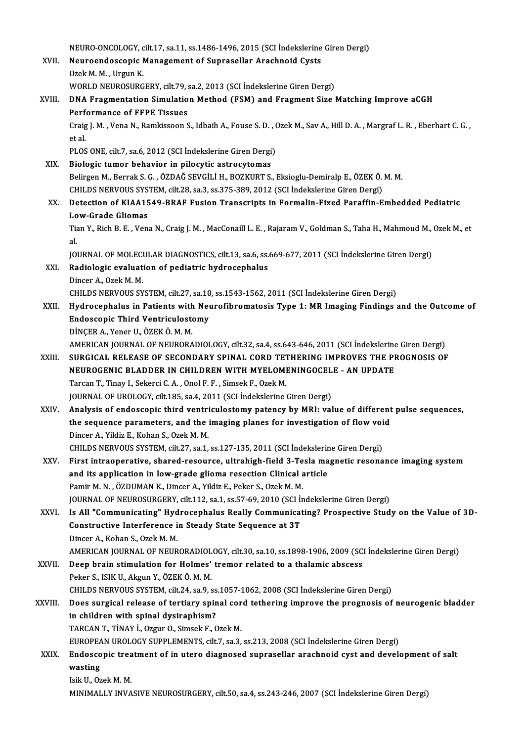NEURO-ONCOLOGY, cilt.17, sa.11, ss.1486-1496, 2015 (SCI İndekslerine Giren Dergi)

XVII. **Neuroendoscopic Management of Suprasellar Arachnoid Cysts**
Ozek M. M. , Urgun K.
WORLD NEUROSURGERY, cilt.79, sa.2, 2013 (SCI İndekslerine Giren Dergi)

XVIII. **DNA Fragmentation Simulation Method (FSM) and Fragment Size Matching Improve aCGH Performance of FFPE Tissues**
Craig J. M. , Vena N., Ramkissoon S., Idbaih A., Fouse S. D. , Ozek M., Sav A., Hill D. A. , Margraf L. R. , Eberhart C. G. , et al.
PLOS ONE, cilt.7, sa.6, 2012 (SCI İndekslerine Giren Dergi)

XIX. **Biologic tumor behavior in pilocytic astrocytomas**
Belirgen M., Berrak S. G. , ÖZDAĞ SEVGİLİ H., BOZKURT S., Eksioglu-Demiralp E., ÖZEK Ö. M. M.
CHILDS NERVOUS SYSTEM, cilt.28, sa.3, ss.375-389, 2012 (SCI İndekslerine Giren Dergi)

XX. **Detection of KIAA1549-BRAF Fusion Transcripts in Formalin-Fixed Paraffin-Embedded Pediatric Low-Grade Gliomas**
Tian Y., Rich B. E. , Vena N., Craig J. M. , MacConaill L. E. , Rajaram V., Goldman S., Taha H., Mahmoud M., Ozek M., et al.
JOURNAL OF MOLECULAR DIAGNOSTICS, cilt.13, sa.6, ss.669-677, 2011 (SCI İndekslerine Giren Dergi)

XXI. **Radiologic evaluation of pediatric hydrocephalus**
Dincer A., Ozek M. M.
CHILDS NERVOUS SYSTEM, cilt.27, sa.10, ss.1543-1562, 2011 (SCI İndekslerine Giren Dergi)

XXII. **Hydrocephalus in Patients with Neurofibromatosis Type 1: MR Imaging Findings and the Outcome of Endoscopic Third Ventriculostomy**
DİNÇER A., Yener U., ÖZEK Ö. M. M.
AMERICAN JOURNAL OF NEURORADIOLOGY, cilt.32, sa.4, ss.643-646, 2011 (SCI İndekslerine Giren Dergi)

XXIII. **SURGICAL RELEASE OF SECONDARY SPINAL CORD TETHERING IMPROVES THE PROGNOSIS OF NEUROGENIC BLADDER IN CHILDREN WITH MYELOMENINGOCELE - AN UPDATE**
Tarcan T., Tinay I., Sekerci C. A. , Onol F. F. , Simsek F., Ozek M.
JOURNAL OF UROLOGY, cilt.185, sa.4, 2011 (SCI İndekslerine Giren Dergi)

XXIV. **Analysis of endoscopic third ventriculostomy patency by MRI: value of different pulse sequences, the sequence parameters, and the imaging planes for investigation of flow void**
Dincer A., Yildiz E., Kohan S., Ozek M. M.
CHILDS NERVOUS SYSTEM, cilt.27, sa.1, ss.127-135, 2011 (SCI İndekslerine Giren Dergi)

XXV. **First intraoperative, shared-resource, ultrahigh-field 3-Tesla magnetic resonance imaging system and its application in low-grade glioma resection Clinical article**
Pamir M. N. , ÖZDUMAN K., Dincer A., Yildiz E., Peker S., Ozek M. M.
JOURNAL OF NEUROSURGERY, cilt.112, sa.1, ss.57-69, 2010 (SCI İndekslerine Giren Dergi)

XXVI. **Is All "Communicating" Hydrocephalus Really Communicating? Prospective Study on the Value of 3D-Constructive Interference in Steady State Sequence at 3T**
Dincer A., Kohan S., Ozek M. M.
AMERICAN JOURNAL OF NEURORADIOLOGY, cilt.30, sa.10, ss.1898-1906, 2009 (SCI İndekslerine Giren Dergi)

XXVII. **Deep brain stimulation for Holmes' tremor related to a thalamic abscess**
Peker S., ISIK U., Akgun Y., ÖZEK Ö. M. M.
CHILDS NERVOUS SYSTEM, cilt.24, sa.9, ss.1057-1062, 2008 (SCI İndekslerine Giren Dergi)

XXVIII. **Does surgical release of tertiary spinal cord tethering improve the prognosis of neurogenic bladder in children with spinal dysiraphism?**
TARCAN T., TİNAY İ., Ozgur O., Simsek F., Ozek M.
EUROPEAN UROLOGY SUPPLEMENTS, cilt.7, sa.3, ss.213, 2008 (SCI İndekslerine Giren Dergi)

XXIX. **Endoscopic treatment of in utero diagnosed suprasellar arachnoid cyst and development of salt wasting**
Isik U., Ozek M. M.
MINIMALLY INVASIVE NEUROSURGERY, cilt.50, sa.4, ss.243-246, 2007 (SCI İndekslerine Giren Dergi)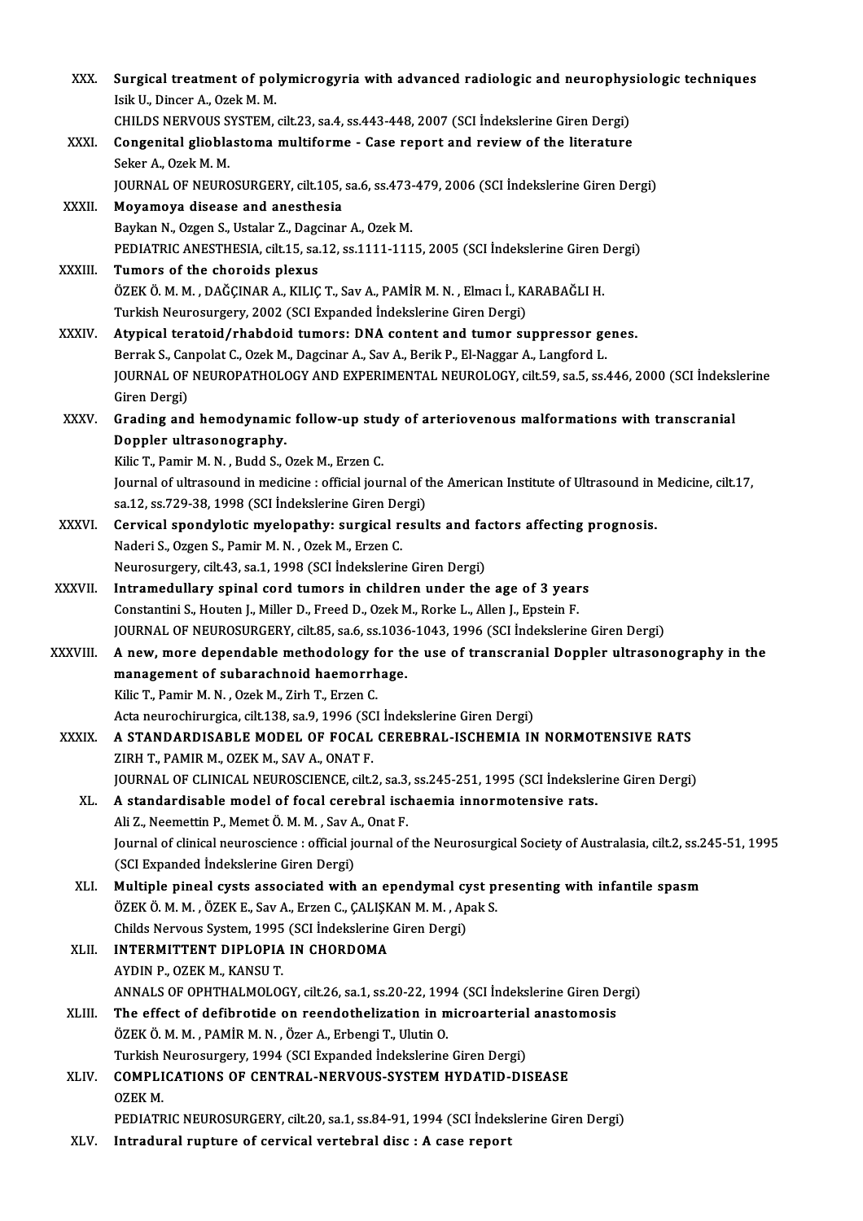XXX. **Surgical treatment of polymicrogyria with advanced radiologic and neurophysiologic techniques**
Isik U., Dincer A., Ozek M. M.
CHILDS NERVOUS SYSTEM, cilt.23, sa.4, ss.443-448, 2007 (SCI İndekslerine Giren Dergi)

XXXI. **Congenital glioblastoma multiforme - Case report and review of the literature**
Seker A., Ozek M. M.
JOURNAL OF NEUROSURGERY, cilt.105, sa.6, ss.473-479, 2006 (SCI İndekslerine Giren Dergi)

XXXII. **Moyamoya disease and anesthesia**
Baykan N., Ozgen S., Ustalar Z., Dagcinar A., Ozek M.
PEDIATRIC ANESTHESIA, cilt.15, sa.12, ss.1111-1115, 2005 (SCI İndekslerine Giren Dergi)

XXXIII. **Tumors of the choroids plexus**
ÖZEK Ö. M. M. , DAĞÇINAR A., KILIÇ T., Sav A., PAMİR M. N. , Elmacı İ., KARABAĞLI H.
Turkish Neurosurgery, 2002 (SCI Expanded İndekslerine Giren Dergi)

XXXIV. **Atypical teratoid/rhabdoid tumors: DNA content and tumor suppressor genes.**
Berrak S., Canpolat C., Ozek M., Dagcinar A., Sav A., Berik P., El-Naggar A., Langford L.
JOURNAL OF NEUROPATHOLOGY AND EXPERIMENTAL NEUROLOGY, cilt.59, sa.5, ss.446, 2000 (SCI İndekslerine Giren Dergi)

XXXV. **Grading and hemodynamic follow-up study of arteriovenous malformations with transcranial Doppler ultrasonography.**
Kilic T., Pamir M. N. , Budd S., Ozek M., Erzen C.
Journal of ultrasound in medicine : official journal of the American Institute of Ultrasound in Medicine, cilt.17, sa.12, ss.729-38, 1998 (SCI İndekslerine Giren Dergi)

XXXVI. **Cervical spondylotic myelopathy: surgical results and factors affecting prognosis.**
Naderi S., Ozgen S., Pamir M. N. , Ozek M., Erzen C.
Neurosurgery, cilt.43, sa.1, 1998 (SCI İndekslerine Giren Dergi)

XXXVII. **Intramedullary spinal cord tumors in children under the age of 3 years**
Constantini S., Houten J., Miller D., Freed D., Ozek M., Rorke L., Allen J., Epstein F.
JOURNAL OF NEUROSURGERY, cilt.85, sa.6, ss.1036-1043, 1996 (SCI İndekslerine Giren Dergi)

XXXVIII. **A new, more dependable methodology for the use of transcranial Doppler ultrasonography in the management of subarachnoid haemorrhage.**
Kilic T., Pamir M. N. , Ozek M., Zirh T., Erzen C.
Acta neurochirurgica, cilt.138, sa.9, 1996 (SCI İndekslerine Giren Dergi)

XXXIX. **A STANDARDISABLE MODEL OF FOCAL CEREBRAL-ISCHEMIA IN NORMOTENSIVE RATS**
ZIRH T., PAMIR M., OZEK M., SAV A., ONAT F.
JOURNAL OF CLINICAL NEUROSCIENCE, cilt.2, sa.3, ss.245-251, 1995 (SCI İndekslerine Giren Dergi)

XL. **A standardisable model of focal cerebral ischaemia innormotensive rats.**
Ali Z., Neemettin P., Memet Ö. M. M. , Sav A., Onat F.
Journal of clinical neuroscience : official journal of the Neurosurgical Society of Australasia, cilt.2, ss.245-51, 1995 (SCI Expanded İndekslerine Giren Dergi)

XLI. **Multiple pineal cysts associated with an ependymal cyst presenting with infantile spasm**
ÖZEK Ö. M. M. , ÖZEK E., Sav A., Erzen C., ÇALIŞKAN M. M. , Apak S.
Childs Nervous System, 1995 (SCI İndekslerine Giren Dergi)

XLII. **INTERMITTENT DIPLOPIA IN CHORDOMA**
AYDIN P., OZEK M., KANSU T.
ANNALS OF OPHTHALMOLOGY, cilt.26, sa.1, ss.20-22, 1994 (SCI İndekslerine Giren Dergi)

XLIII. **The effect of defibrotide on reendothelization in microarterial anastomosis**
ÖZEK Ö. M. M. , PAMİR M. N. , Özer A., Erbengi T., Ulutin O.
Turkish Neurosurgery, 1994 (SCI Expanded İndekslerine Giren Dergi)

XLIV. **COMPLICATIONS OF CENTRAL-NERVOUS-SYSTEM HYDATID-DISEASE**
OZEK M.
PEDIATRIC NEUROSURGERY, cilt.20, sa.1, ss.84-91, 1994 (SCI İndekslerine Giren Dergi)

XLV. **Intradural rupture of cervical vertebral disc : A case report**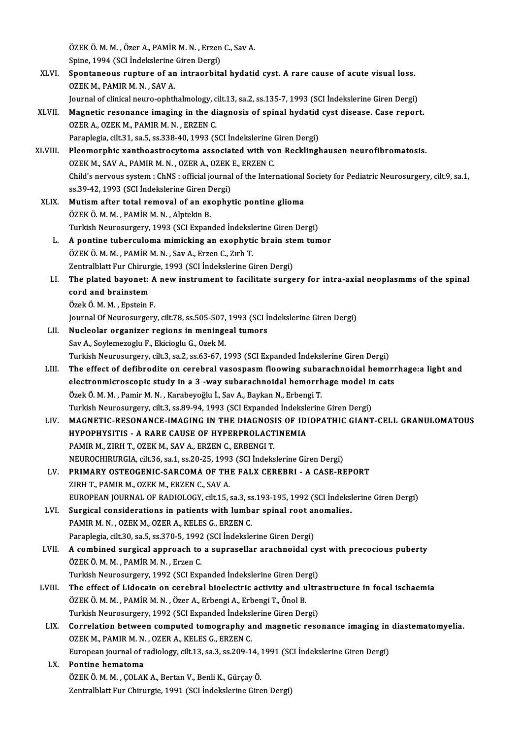ÖZEK Ö. M. M. , Özer A., PAMİR M. N. , Erzen C., Sav A.
Spine, 1994 (SCI İndekslerine Giren Dergi)

XLVI. **Spontaneous rupture of an intraorbital hydatid cyst. A rare cause of acute visual loss.**
OZEK M., PAMIR M. N. , SAV A.
Journal of clinical neuro-ophthalmology, cilt.13, sa.2, ss.135-7, 1993 (SCI İndekslerine Giren Dergi)

XLVII. **Magnetic resonance imaging in the diagnosis of spinal hydatid cyst disease. Case report.**
OZER A., OZEK M., PAMIR M. N. , ERZEN C.
Paraplegia, cilt.31, sa.5, ss.338-40, 1993 (SCI İndekslerine Giren Dergi)

XLVIII. **Pleomorphic xanthoastrocytoma associated with von Recklinghausen neurofibromatosis.**
OZEK M., SAV A., PAMIR M. N. , OZER A., OZEK E., ERZEN C.
Child's nervous system : ChNS : official journal of the International Society for Pediatric Neurosurgery, cilt.9, sa.1, ss.39-42, 1993 (SCI İndekslerine Giren Dergi)

XLIX. **Mutism after total removal of an exophytic pontine glioma**
ÖZEK Ö. M. M. , PAMİR M. N. , Alptekin B.
Turkish Neurosurgery, 1993 (SCI Expanded İndekslerine Giren Dergi)

L. **A pontine tuberculoma mimicking an exophytic brain stem tumor**
ÖZEK Ö. M. M. , PAMİR M. N. , Sav A., Erzen C., Zırh T.
Zentralblatt Fur Chirurgie, 1993 (SCI İndekslerine Giren Dergi)

LI. **The plated bayonet: A new instrument to facilitate surgery for intra-axial neoplasmms of the spinal cord and brainstem**
Özek Ö. M. M. , Epstein F.
Journal Of Neurosurgery, cilt.78, ss.505-507, 1993 (SCI İndekslerine Giren Dergi)

LII. **Nucleolar organizer regions in meningeal tumors**
Sav A., Soylemezoglu F., Ekicioglu G., Ozek M.
Turkish Neurosurgery, cilt.3, sa.2, ss.63-67, 1993 (SCI Expanded İndekslerine Giren Dergi)

LIII. **The effect of defibrodite on cerebral vasospasm floowing subarachnoidal hemorrhage:a light and electronmicroscopic study in a 3 -way subarachnoidal hemorrhage model in cats**
Özek Ö. M. M. , Pamir M. N. , Karabeyoğlu İ., Sav A., Baykan N., Erbengi T.
Turkish Neurosurgery, cilt.3, ss.89-94, 1993 (SCI Expanded İndekslerine Giren Dergi)

LIV. **MAGNETIC-RESONANCE-IMAGING IN THE DIAGNOSIS OF IDIOPATHIC GIANT-CELL GRANULOMATOUS HYPOPHYSITIS - A RARE CAUSE OF HYPERPROLACTINEMIA**
PAMIR M., ZIRH T., OZEK M., SAV A., ERZEN C., ERBENGI T.
NEUROCHIRURGIA, cilt.36, sa.1, ss.20-25, 1993 (SCI İndekslerine Giren Dergi)

LV. **PRIMARY OSTEOGENIC-SARCOMA OF THE FALX CEREBRI - A CASE-REPORT**
ZIRH T., PAMIR M., OZEK M., ERZEN C., SAV A.
EUROPEAN JOURNAL OF RADIOLOGY, cilt.15, sa.3, ss.193-195, 1992 (SCI İndekslerine Giren Dergi)

LVI. **Surgical considerations in patients with lumbar spinal root anomalies.**
PAMIR M. N. , OZEK M., OZER A., KELES G., ERZEN C.
Paraplegia, cilt.30, sa.5, ss.370-5, 1992 (SCI İndekslerine Giren Dergi)

LVII. **A combined surgical approach to a suprasellar arachnoidal cyst with precocious puberty**
ÖZEK Ö. M. M. , PAMİR M. N. , Erzen C.
Turkish Neurosurgery, 1992 (SCI Expanded İndekslerine Giren Dergi)

LVIII. **The effect of Lidocain on cerebral bioelectric activity and ultrastructure in focal ischaemia**
ÖZEK Ö. M. M. , PAMİR M. N. , Özer A., Erbengi A., Erbengi T., Önol B.
Turkish Neurosurgery, 1992 (SCI Expanded İndekslerine Giren Dergi)

LIX. **Correlation between computed tomography and magnetic resonance imaging in diastematomyelia.**
OZEK M., PAMIR M. N. , OZER A., KELES G., ERZEN C.
European journal of radiology, cilt.13, sa.3, ss.209-14, 1991 (SCI İndekslerine Giren Dergi)

LX. **Pontine hematoma**
ÖZEK Ö. M. M. , ÇOLAK A., Bertan V., Benli K., Gürçay Ö.
Zentralblatt Fur Chirurgie, 1991 (SCI İndekslerine Giren Dergi)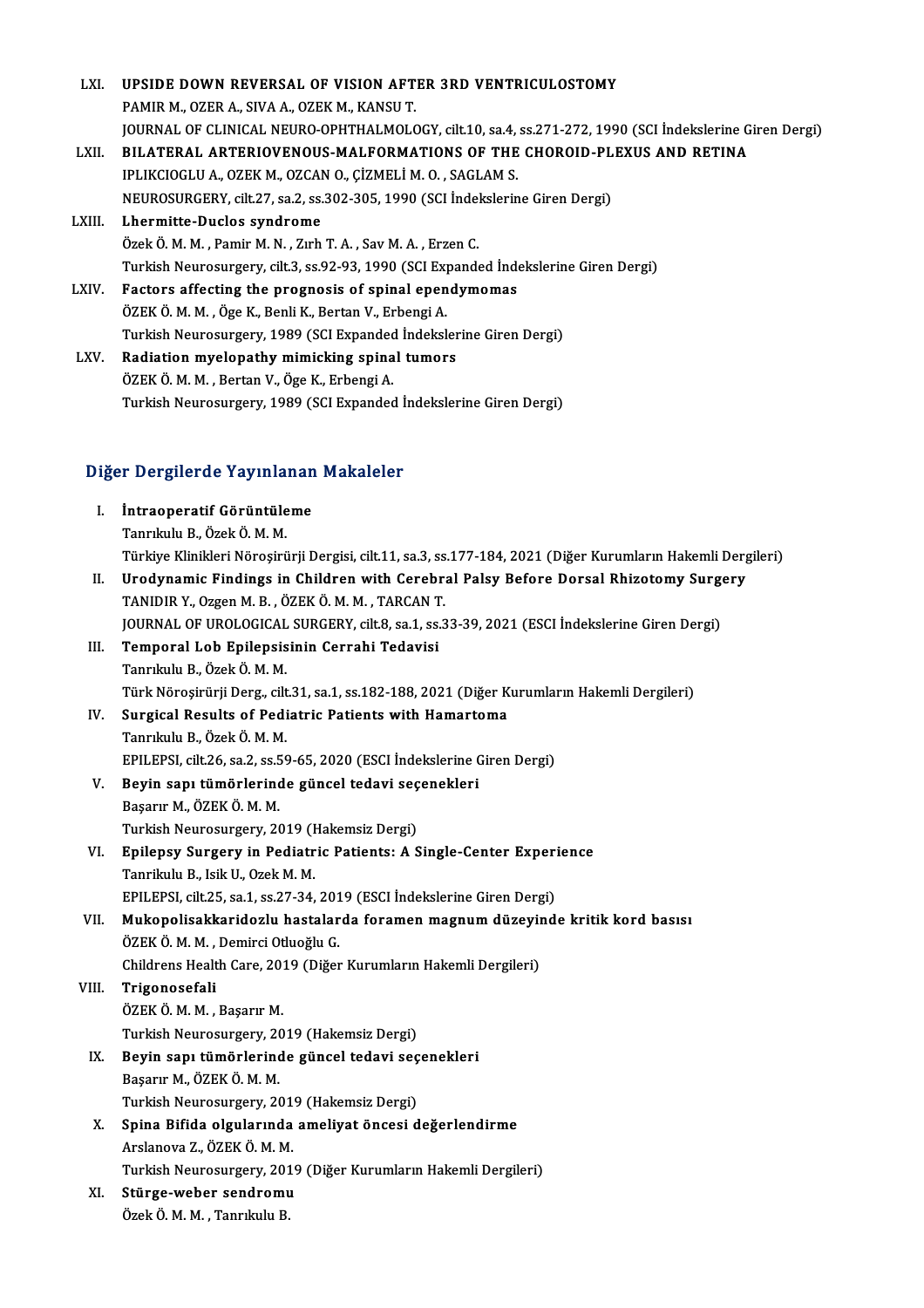LXI. **UPSIDE DOWN REVERSAL OF VISION AFTER 3RD VENTRICULOSTOMY**
PAMIR M., OZER A., SIVA A., OZEK M., KANSU T.
JOURNAL OF CLINICAL NEURO-OPHTHALMOLOGY, cilt.10, sa.4, ss.271-272, 1990 (SCI İndekslerine Giren Dergi)

LXII. **BILATERAL ARTERIOVENOUS-MALFORMATIONS OF THE CHOROID-PLEXUS AND RETINA**
IPLIKCIOGLU A., OZEK M., OZCAN O., ÇİZMELİ M. O. , SAGLAM S.
NEUROSURGERY, cilt.27, sa.2, ss.302-305, 1990 (SCI İndekslerine Giren Dergi)

LXIII. **Lhermitte-Duclos syndrome**
Özek Ö. M. M. , Pamir M. N. , Zırh T. A. , Sav M. A. , Erzen C.
Turkish Neurosurgery, cilt.3, ss.92-93, 1990 (SCI Expanded İndekslerine Giren Dergi)

LXIV. **Factors affecting the prognosis of spinal ependymomas**
ÖZEK Ö. M. M. , Öge K., Benli K., Bertan V., Erbengi A.
Turkish Neurosurgery, 1989 (SCI Expanded İndekslerine Giren Dergi)

LXV. **Radiation myelopathy mimicking spinal tumors**
ÖZEK Ö. M. M. , Bertan V., Öge K., Erbengi A.
Turkish Neurosurgery, 1989 (SCI Expanded İndekslerine Giren Dergi)

## Diğer Dergilerde Yayınlanan Makaleler

I. **İntraoperatif Görüntüleme**
Tanrıkulu B., Özek Ö. M. M.
Türkiye Klinikleri Nöroşirürji Dergisi, cilt.11, sa.3, ss.177-184, 2021 (Diğer Kurumların Hakemli Dergileri)

II. **Urodynamic Findings in Children with Cerebral Palsy Before Dorsal Rhizotomy Surgery**
TANIDIR Y., Ozgen M. B. , ÖZEK Ö. M. M. , TARCAN T.
JOURNAL OF UROLOGICAL SURGERY, cilt.8, sa.1, ss.33-39, 2021 (ESCI İndekslerine Giren Dergi)

III. **Temporal Lob Epilepsisinin Cerrahi Tedavisi**
Tanrıkulu B., Özek Ö. M. M.
Türk Nöroşirürji Derg., cilt.31, sa.1, ss.182-188, 2021 (Diğer Kurumların Hakemli Dergileri)

IV. **Surgical Results of Pediatric Patients with Hamartoma**
Tanrıkulu B., Özek Ö. M. M.
EPILEPSI, cilt.26, sa.2, ss.59-65, 2020 (ESCI İndekslerine Giren Dergi)

V. **Beyin sapı tümörlerinde güncel tedavi seçenekleri**
Başarır M., ÖZEK Ö. M. M.
Turkish Neurosurgery, 2019 (Hakemsiz Dergi)

VI. **Epilepsy Surgery in Pediatric Patients: A Single-Center Experience**
Tanrikulu B., Isik U., Ozek M. M.
EPILEPSI, cilt.25, sa.1, ss.27-34, 2019 (ESCI İndekslerine Giren Dergi)

VII. **Mukopolisakkaridozlu hastalarda foramen magnum düzeyinde kritik kord basısı**
ÖZEK Ö. M. M. , Demirci Otluoğlu G.
Childrens Health Care, 2019 (Diğer Kurumların Hakemli Dergileri)

VIII. **Trigonosefali**
ÖZEK Ö. M. M. , Başarır M.
Turkish Neurosurgery, 2019 (Hakemsiz Dergi)

IX. **Beyin sapı tümörlerinde güncel tedavi seçenekleri**
Başarır M., ÖZEK Ö. M. M.
Turkish Neurosurgery, 2019 (Hakemsiz Dergi)

X. **Spina Bifida olgularında ameliyat öncesi değerlendirme**
Arslanova Z., ÖZEK Ö. M. M.
Turkish Neurosurgery, 2019 (Diğer Kurumların Hakemli Dergileri)

XI. **Stürge-weber sendromu**
Özek Ö. M. M. , Tanrıkulu B.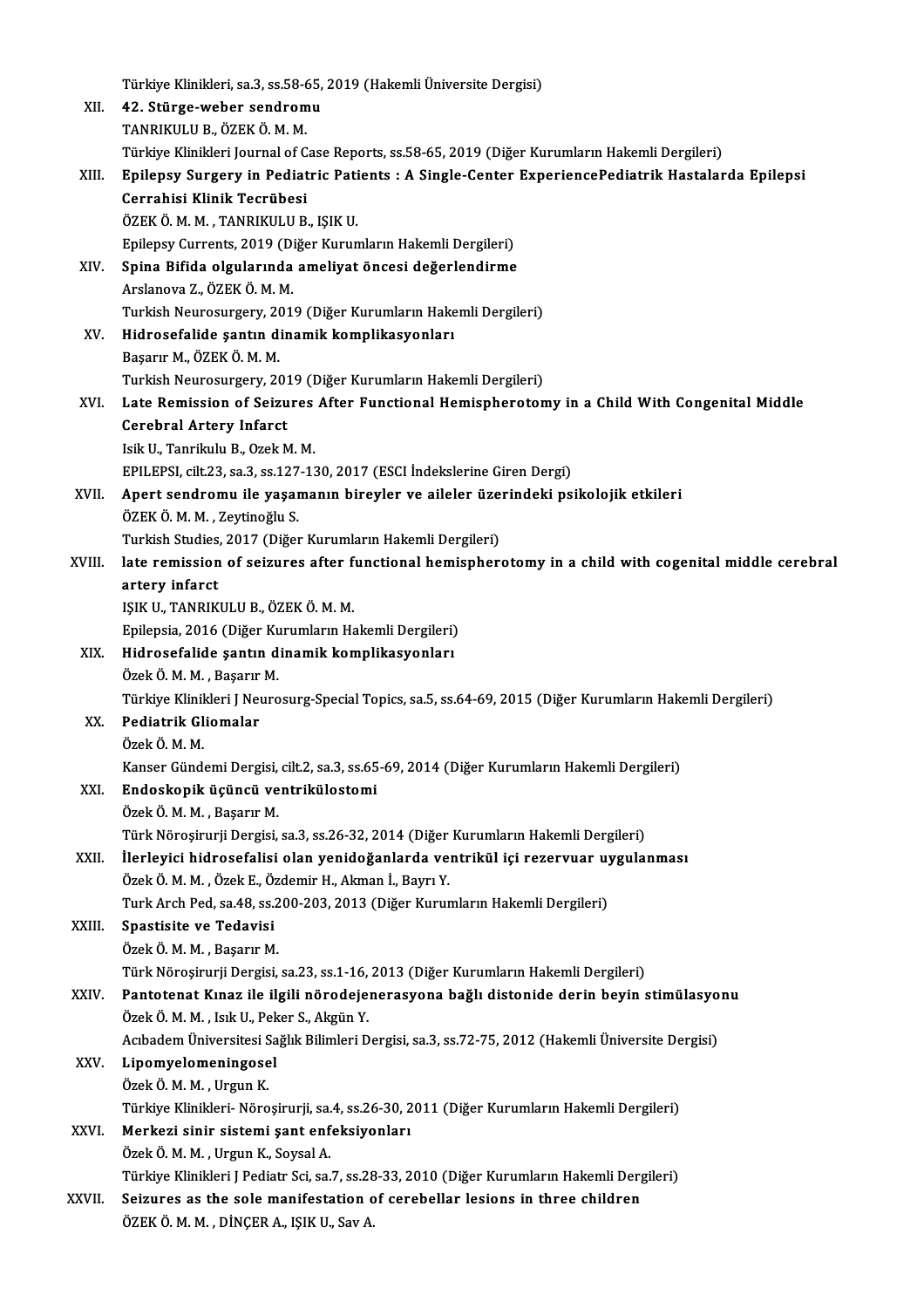Türkiye Klinikleri, sa.3, ss.58-65, 2019 (Hakemli Üniversite Dergisi)

XII. **42. Stürge-weber sendromu**
TANRIKULU B., ÖZEK Ö. M. M.
Türkiye Klinikleri Journal of Case Reports, ss.58-65, 2019 (Diğer Kurumların Hakemli Dergileri)

XIII. **Epilepsy Surgery in Pediatric Patients : A Single-Center ExperiencePediatrik Hastalarda Epilepsi Cerrahisi Klinik Tecrübesi**
ÖZEK Ö. M. M. , TANRIKULU B., IŞIK U.
Epilepsy Currents, 2019 (Diğer Kurumların Hakemli Dergileri)

XIV. **Spina Bifida olgularında ameliyat öncesi değerlendirme**
Arslanova Z., ÖZEK Ö. M. M.
Turkish Neurosurgery, 2019 (Diğer Kurumların Hakemli Dergileri)

XV. **Hidrosefalide şantın dinamik komplikasyonları**
Başarır M., ÖZEK Ö. M. M.
Turkish Neurosurgery, 2019 (Diğer Kurumların Hakemli Dergileri)

XVI. **Late Remission of Seizures After Functional Hemispherotomy in a Child With Congenital Middle Cerebral Artery Infarct**
Isik U., Tanrikulu B., Ozek M. M.
EPILEPSI, cilt.23, sa.3, ss.127-130, 2017 (ESCI İndekslerine Giren Dergi)

XVII. **Apert sendromu ile yaşamanın bireyler ve aileler üzerindeki psikolojik etkileri**
ÖZEK Ö. M. M. , Zeytinoğlu S.
Turkish Studies, 2017 (Diğer Kurumların Hakemli Dergileri)

XVIII. **late remission of seizures after functional hemispherotomy in a child with cogenital middle cerebral artery infarct**
IŞIK U., TANRIKULU B., ÖZEK Ö. M. M.
Epilepsia, 2016 (Diğer Kurumların Hakemli Dergileri)

XIX. **Hidrosefalide şantın dinamik komplikasyonları**
Özek Ö. M. M. , Başarır M.
Türkiye Klinikleri J Neurosurg-Special Topics, sa.5, ss.64-69, 2015 (Diğer Kurumların Hakemli Dergileri)

XX. **Pediatrik Gliomalar**
Özek Ö. M. M.
Kanser Gündemi Dergisi, cilt.2, sa.3, ss.65-69, 2014 (Diğer Kurumların Hakemli Dergileri)

XXI. **Endoskopik üçüncü ventrikülostomi**
Özek Ö. M. M. , Başarır M.
Türk Nöroşirurji Dergisi, sa.3, ss.26-32, 2014 (Diğer Kurumların Hakemli Dergileri)

XXII. **İlerleyici hidrosefalisi olan yenidoğanlarda ventrikül içi rezervuar uygulanması**
Özek Ö. M. M. , Özek E., Özdemir H., Akman İ., Bayrı Y.
Turk Arch Ped, sa.48, ss.200-203, 2013 (Diğer Kurumların Hakemli Dergileri)

XXIII. **Spastisite ve Tedavisi**
Özek Ö. M. M. , Başarır M.
Türk Nöroşirurji Dergisi, sa.23, ss.1-16, 2013 (Diğer Kurumların Hakemli Dergileri)

XXIV. **Pantotenat Kınaz ile ilgili nörodejenerasyona bağlı distonide derin beyin stimülasyonu**
Özek Ö. M. M. , Isık U., Peker S., Akgün Y.
Acıbadem Üniversitesi Sağlık Bilimleri Dergisi, sa.3, ss.72-75, 2012 (Hakemli Üniversite Dergisi)

XXV. **Lipomyelomeningosel**
Özek Ö. M. M. , Urgun K.
Türkiye Klinikleri- Nöroşirurji, sa.4, ss.26-30, 2011 (Diğer Kurumların Hakemli Dergileri)

XXVI. **Merkezi sinir sistemi şant enfeksiyonları**
Özek Ö. M. M. , Urgun K., Soysal A.
Türkiye Klinikleri J Pediatr Sci, sa.7, ss.28-33, 2010 (Diğer Kurumların Hakemli Dergileri)

XXVII. **Seizures as the sole manifestation of cerebellar lesions in three children**
ÖZEK Ö. M. M. , DİNÇER A., IŞIK U., Sav A.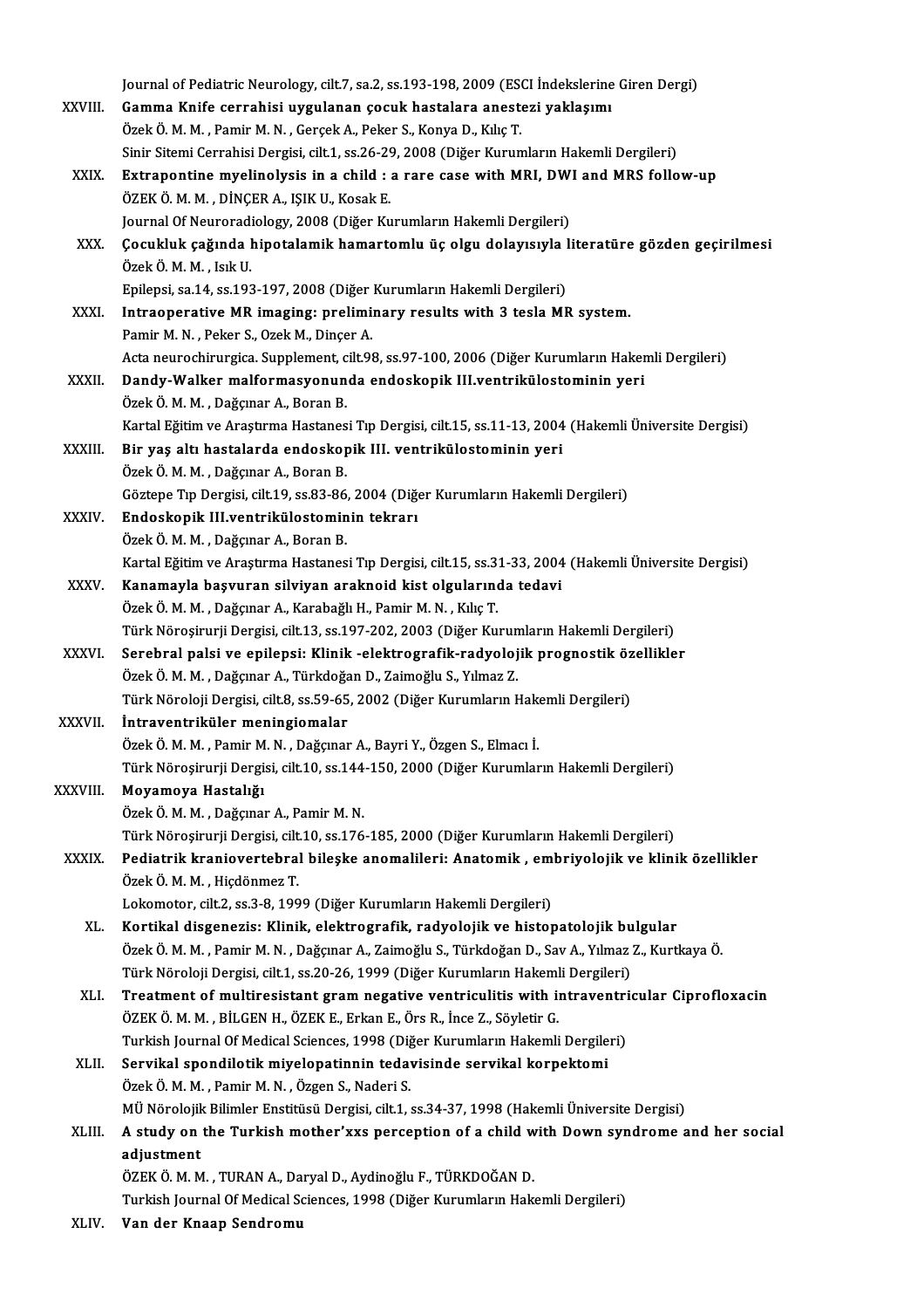Journal of Pediatric Neurology, cilt.7, sa.2, ss.193-198, 2009 (ESCI İndekslerine Giren Dergi)

XXVIII. **Gamma Knife cerrahisi uygulanan çocuk hastalara anestezi yaklaşımı**
Özek Ö. M. M. , Pamir M. N. , Gerçek A., Peker S., Konya D., Kılıç T.
Sinir Sitemi Cerrahisi Dergisi, cilt.1, ss.26-29, 2008 (Diğer Kurumların Hakemli Dergileri)

XXIX. **Extrapontine myelinolysis in a child : a rare case with MRI, DWI and MRS follow-up**
ÖZEK Ö. M. M. , DİNÇER A., IŞIK U., Kosak E.
Journal Of Neuroradiology, 2008 (Diğer Kurumların Hakemli Dergileri)

XXX. **Çocukluk çağında hipotalamik hamartomlu üç olgu dolayısıyla literatüre gözden geçirilmesi**
Özek Ö. M. M. , Isık U.
Epilepsi, sa.14, ss.193-197, 2008 (Diğer Kurumların Hakemli Dergileri)

XXXI. **Intraoperative MR imaging: preliminary results with 3 tesla MR system.**
Pamir M. N. , Peker S., Ozek M., Dinçer A.
Acta neurochirurgica. Supplement, cilt.98, ss.97-100, 2006 (Diğer Kurumların Hakemli Dergileri)

XXXII. **Dandy-Walker malformasyonunda endoskopik III.ventrikülostominin yeri**
Özek Ö. M. M. , Dağçınar A., Boran B.
Kartal Eğitim ve Araştırma Hastanesi Tıp Dergisi, cilt.15, ss.11-13, 2004 (Hakemli Üniversite Dergisi)

XXXIII. **Bir yaş altı hastalarda endoskopik III. ventrikülostominin yeri**
Özek Ö. M. M. , Dağçınar A., Boran B.
Göztepe Tıp Dergisi, cilt.19, ss.83-86, 2004 (Diğer Kurumların Hakemli Dergileri)

XXXIV. **Endoskopik III.ventrikülostominin tekrarı**
Özek Ö. M. M. , Dağçınar A., Boran B.
Kartal Eğitim ve Araştırma Hastanesi Tıp Dergisi, cilt.15, ss.31-33, 2004 (Hakemli Üniversite Dergisi)

XXXV. **Kanamayla başvuran silviyan araknoid kist olgularında tedavi**
Özek Ö. M. M. , Dağçınar A., Karabağlı H., Pamir M. N. , Kılıç T.
Türk Nöroşirurji Dergisi, cilt.13, ss.197-202, 2003 (Diğer Kurumların Hakemli Dergileri)

XXXVI. **Serebral palsi ve epilepsi: Klinik -elektrografik-radyolojik prognostik özellikler**
Özek Ö. M. M. , Dağçınar A., Türkdoğan D., Zaimoğlu S., Yılmaz Z.
Türk Nöroloji Dergisi, cilt.8, ss.59-65, 2002 (Diğer Kurumların Hakemli Dergileri)

XXXVII. **İntraventriküler meningiomalar**
Özek Ö. M. M. , Pamir M. N. , Dağçınar A., Bayri Y., Özgen S., Elmacı İ.
Türk Nöroşirurji Dergisi, cilt.10, ss.144-150, 2000 (Diğer Kurumların Hakemli Dergileri)

XXXVIII. **Moyamoya Hastalığı**
Özek Ö. M. M. , Dağçınar A., Pamir M. N.
Türk Nöroşirurji Dergisi, cilt.10, ss.176-185, 2000 (Diğer Kurumların Hakemli Dergileri)

XXXIX. **Pediatrik kraniovertebral bileşke anomalileri: Anatomik , embriyolojik ve klinik özellikler**
Özek Ö. M. M. , Hiçdönmez T.
Lokomotor, cilt.2, ss.3-8, 1999 (Diğer Kurumların Hakemli Dergileri)

XL. **Kortikal disgenezis: Klinik, elektrografik, radyolojik ve histopatolojik bulgular**
Özek Ö. M. M. , Pamir M. N. , Dağçınar A., Zaimoğlu S., Türkdoğan D., Sav A., Yılmaz Z., Kurtkaya Ö.
Türk Nöroloji Dergisi, cilt.1, ss.20-26, 1999 (Diğer Kurumların Hakemli Dergileri)

XLI. **Treatment of multiresistant gram negative ventriculitis with intraventricular Ciprofloxacin**
ÖZEK Ö. M. M. , BİLGEN H., ÖZEK E., Erkan E., Örs R., İnce Z., Söyletir G.
Turkish Journal Of Medical Sciences, 1998 (Diğer Kurumların Hakemli Dergileri)

XLII. **Servikal spondilotik miyelopatinnin tedavisinde servikal korpektomi**
Özek Ö. M. M. , Pamir M. N. , Özgen S., Naderi S.
MÜ Nörolojik Bilimler Enstitüsü Dergisi, cilt.1, ss.34-37, 1998 (Hakemli Üniversite Dergisi)

XLIII. **A study on the Turkish mother'xxs perception of a child with Down syndrome and her social adjustment**
ÖZEK Ö. M. M. , TURAN A., Daryal D., Aydinoğlu F., TÜRKDOĞAN D.
Turkish Journal Of Medical Sciences, 1998 (Diğer Kurumların Hakemli Dergileri)

XLIV. **Van der Knaap Sendromu**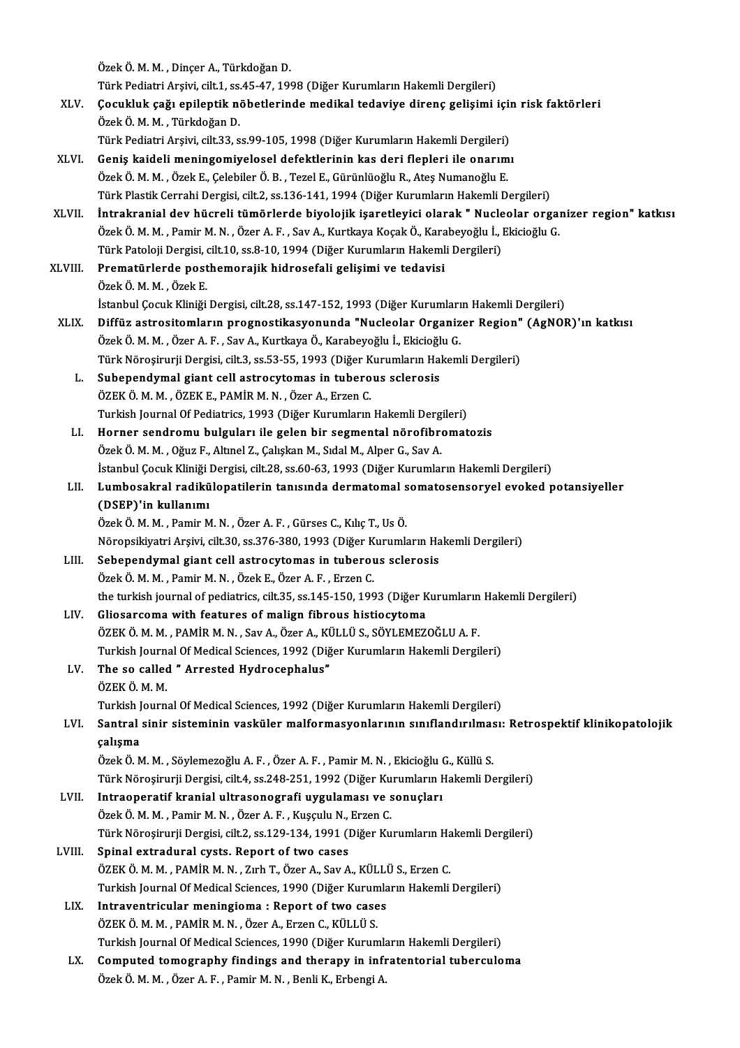Özek Ö. M. M. , Dinçer A., Türkdoğan D.
Türk Pediatri Arşivi, cilt.1, ss.45-47, 1998 (Diğer Kurumların Hakemli Dergileri)

XLV. **Çocukluk çağı epileptik nöbetlerinde medikal tedaviye direnç gelişimi için risk faktörleri**
Özek Ö. M. M. , Türkdoğan D.
Türk Pediatri Arşivi, cilt.33, ss.99-105, 1998 (Diğer Kurumların Hakemli Dergileri)

XLVI. **Geniş kaideli meningomiyelosel defektlerinin kas deri flepleri ile onarımı**
Özek Ö. M. M. , Özek E., Çelebiler Ö. B. , Tezel E., Gürünlüoğlu R., Ateş Numanoğlu E.
Türk Plastik Cerrahi Dergisi, cilt.2, ss.136-141, 1994 (Diğer Kurumların Hakemli Dergileri)

XLVII. **İntrakranial dev hücreli tümörlerde biyolojik işaretleyici olarak " Nucleolar organizer region" katkısı**
Özek Ö. M. M. , Pamir M. N. , Özer A. F. , Sav A., Kurtkaya Koçak Ö., Karabeyoğlu İ., Ekicioğlu G.
Türk Patoloji Dergisi, cilt.10, ss.8-10, 1994 (Diğer Kurumların Hakemli Dergileri)

XLVIII. **Prematürlerde posthemorajik hidrosefali gelişimi ve tedavisi**
Özek Ö. M. M. , Özek E.
İstanbul Çocuk Kliniği Dergisi, cilt.28, ss.147-152, 1993 (Diğer Kurumların Hakemli Dergileri)

XLIX. **Diffüz astrositomların prognostikasyonunda "Nucleolar Organizer Region" (AgNOR)'ın katkısı**
Özek Ö. M. M. , Özer A. F. , Sav A., Kurtkaya Ö., Karabeyoğlu İ., Ekicioğlu G.
Türk Nöroşirurji Dergisi, cilt.3, ss.53-55, 1993 (Diğer Kurumların Hakemli Dergileri)

L. **Subependymal giant cell astrocytomas in tuberous sclerosis**
ÖZEK Ö. M. M. , ÖZEK E., PAMİR M. N. , Özer A., Erzen C.
Turkish Journal Of Pediatrics, 1993 (Diğer Kurumların Hakemli Dergileri)

LI. **Horner sendromu bulguları ile gelen bir segmental nörofibromatozis**
Özek Ö. M. M. , Oğuz F., Altınel Z., Çalışkan M., Sıdal M., Alper G., Sav A.
İstanbul Çocuk Kliniği Dergisi, cilt.28, ss.60-63, 1993 (Diğer Kurumların Hakemli Dergileri)

LII. **Lumbosakral radikülopatilerin tanısında dermatomal somatosensoryel evoked potansiyeller (DSEP)'in kullanımı**
Özek Ö. M. M. , Pamir M. N. , Özer A. F. , Gürses C., Kılıç T., Us Ö.
Nöropsikiyatri Arşivi, cilt.30, ss.376-380, 1993 (Diğer Kurumların Hakemli Dergileri)

LIII. **Sebependymal giant cell astrocytomas in tuberous sclerosis**
Özek Ö. M. M. , Pamir M. N. , Özek E., Özer A. F. , Erzen C.
the turkish journal of pediatrics, cilt.35, ss.145-150, 1993 (Diğer Kurumların Hakemli Dergileri)

LIV. **Gliosarcoma with features of malign fibrous histiocytoma**
ÖZEK Ö. M. M. , PAMİR M. N. , Sav A., Özer A., KÜLLÜ S., SÖYLEMEZOĞLU A. F.
Turkish Journal Of Medical Sciences, 1992 (Diğer Kurumların Hakemli Dergileri)

LV. **The so called " Arrested Hydrocephalus"**
ÖZEK Ö. M. M.
Turkish Journal Of Medical Sciences, 1992 (Diğer Kurumların Hakemli Dergileri)

LVI. **Santral sinir sisteminin vasküler malformasyonlarının sınıflandırılması: Retrospektif klinikopatolojik çalışma**
Özek Ö. M. M. , Söylemezoğlu A. F. , Özer A. F. , Pamir M. N. , Ekicioğlu G., Küllü S.
Türk Nöroşirurji Dergisi, cilt.4, ss.248-251, 1992 (Diğer Kurumların Hakemli Dergileri)

LVII. **Intraoperatif kranial ultrasonografi uygulaması ve sonuçları**
Özek Ö. M. M. , Pamir M. N. , Özer A. F. , Kuşçulu N., Erzen C.
Türk Nöroşirurji Dergisi, cilt.2, ss.129-134, 1991 (Diğer Kurumların Hakemli Dergileri)

LVIII. **Spinal extradural cysts. Report of two cases**
ÖZEK Ö. M. M. , PAMİR M. N. , Zırh T., Özer A., Sav A., KÜLLÜ S., Erzen C.
Turkish Journal Of Medical Sciences, 1990 (Diğer Kurumların Hakemli Dergileri)

LIX. **Intraventricular meningioma : Report of two cases**
ÖZEK Ö. M. M. , PAMİR M. N. , Özer A., Erzen C., KÜLLÜ S.
Turkish Journal Of Medical Sciences, 1990 (Diğer Kurumların Hakemli Dergileri)

LX. **Computed tomography findings and therapy in infratentorial tuberculoma**
Özek Ö. M. M. , Özer A. F. , Pamir M. N. , Benli K., Erbengi A.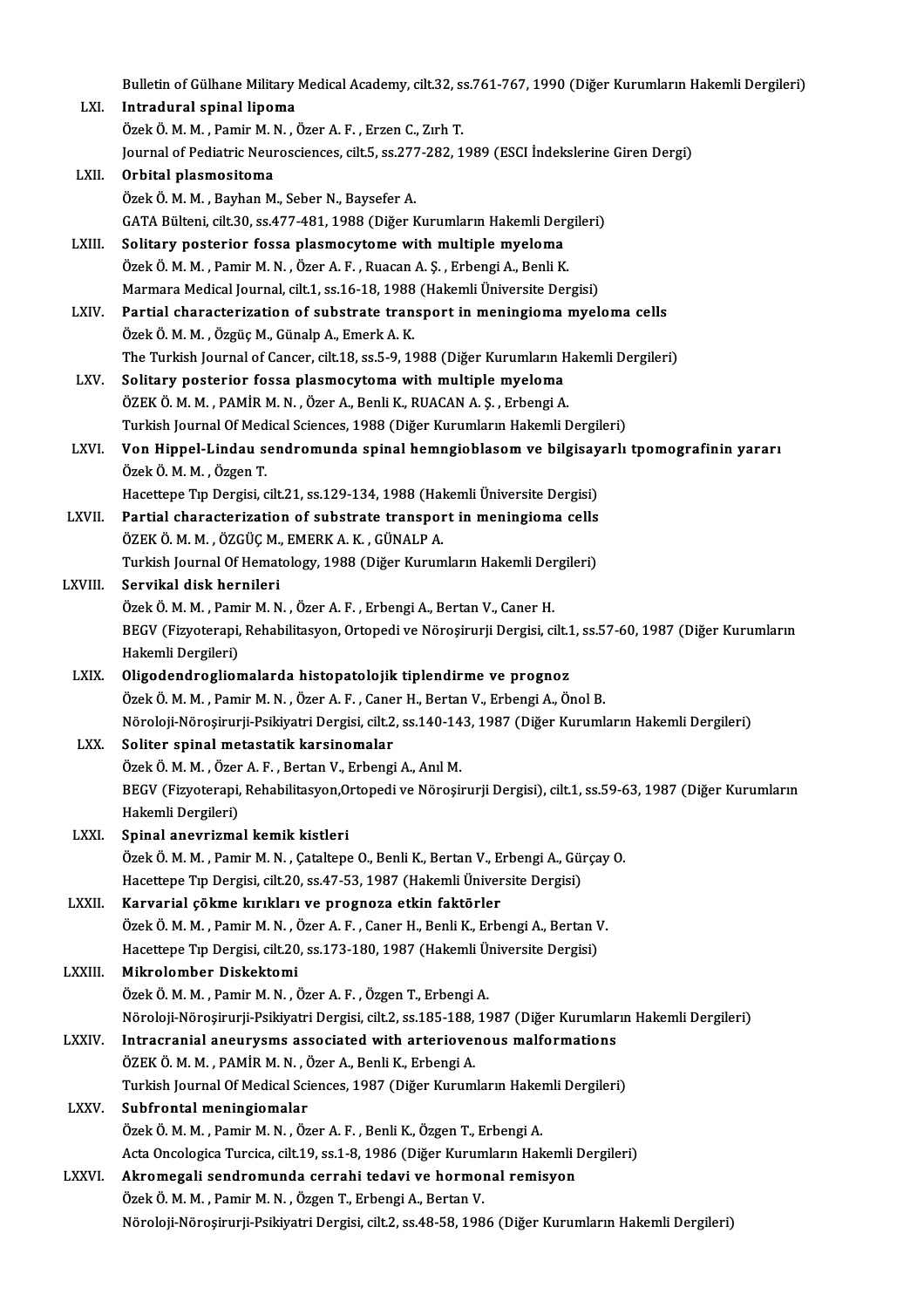Bulletin of Gülhane Military Medical Academy, cilt.32, ss.761-767, 1990 (Diğer Kurumların Hakemli Dergileri)

LXI. **Intradural spinal lipoma**
Özek Ö. M. M. , Pamir M. N. , Özer A. F. , Erzen C., Zırh T.
Journal of Pediatric Neurosciences, cilt.5, ss.277-282, 1989 (ESCI İndekslerine Giren Dergi)

LXII. **Orbital plasmositoma**
Özek Ö. M. M. , Bayhan M., Seber N., Baysefer A.
GATA Bülteni, cilt.30, ss.477-481, 1988 (Diğer Kurumların Hakemli Dergileri)

LXIII. **Solitary posterior fossa plasmocytome with multiple myeloma**
Özek Ö. M. M. , Pamir M. N. , Özer A. F. , Ruacan A. Ş. , Erbengi A., Benli K.
Marmara Medical Journal, cilt.1, ss.16-18, 1988 (Hakemli Üniversite Dergisi)

LXIV. **Partial characterization of substrate transport in meningioma myeloma cells**
Özek Ö. M. M. , Özgüç M., Günalp A., Emerk A. K.
The Turkish Journal of Cancer, cilt.18, ss.5-9, 1988 (Diğer Kurumların Hakemli Dergileri)

LXV. **Solitary posterior fossa plasmocytoma with multiple myeloma**
ÖZEK Ö. M. M. , PAMİR M. N. , Özer A., Benli K., RUACAN A. Ş. , Erbengi A.
Turkish Journal Of Medical Sciences, 1988 (Diğer Kurumların Hakemli Dergileri)

LXVI. **Von Hippel-Lindau sendromunda spinal hemngioblasom ve bilgisayarlı tpomografinin yararı**
Özek Ö. M. M. , Özgen T.
Hacettepe Tıp Dergisi, cilt.21, ss.129-134, 1988 (Hakemli Üniversite Dergisi)

LXVII. **Partial characterization of substrate transport in meningioma cells**
ÖZEK Ö. M. M. , ÖZGÜÇ M., EMERK A. K. , GÜNALP A.
Turkish Journal Of Hematology, 1988 (Diğer Kurumların Hakemli Dergileri)

LXVIII. **Servikal disk hernileri**
Özek Ö. M. M. , Pamir M. N. , Özer A. F. , Erbengi A., Bertan V., Caner H.
BEGV (Fizyoterapi, Rehabilitasyon, Ortopedi ve Nöroşirurji Dergisi, cilt.1, ss.57-60, 1987 (Diğer Kurumların Hakemli Dergileri)

LXIX. **Oligodendrogliomalarda histopatolojik tiplendirme ve prognoz**
Özek Ö. M. M. , Pamir M. N. , Özer A. F. , Caner H., Bertan V., Erbengi A., Önol B.
Nöroloji-Nöroşirurji-Psikiyatri Dergisi, cilt.2, ss.140-143, 1987 (Diğer Kurumların Hakemli Dergileri)

LXX. **Soliter spinal metastatik karsinomalar**
Özek Ö. M. M. , Özer A. F. , Bertan V., Erbengi A., Anıl M.
BEGV (Fizyoterapi, Rehabilitasyon,Ortopedi ve Nöroşirurji Dergisi), cilt.1, ss.59-63, 1987 (Diğer Kurumların Hakemli Dergileri)

LXXI. **Spinal anevrizmal kemik kistleri**
Özek Ö. M. M. , Pamir M. N. , Çataltepe O., Benli K., Bertan V., Erbengi A., Gürçay O.
Hacettepe Tıp Dergisi, cilt.20, ss.47-53, 1987 (Hakemli Üniversite Dergisi)

LXXII. **Karvarial çökme kırıkları ve prognoza etkin faktörler**
Özek Ö. M. M. , Pamir M. N. , Özer A. F. , Caner H., Benli K., Erbengi A., Bertan V.
Hacettepe Tıp Dergisi, cilt.20, ss.173-180, 1987 (Hakemli Üniversite Dergisi)

LXXIII. **Mikrolomber Diskektomi**
Özek Ö. M. M. , Pamir M. N. , Özer A. F. , Özgen T., Erbengi A.
Nöroloji-Nöroşirurji-Psikiyatri Dergisi, cilt.2, ss.185-188, 1987 (Diğer Kurumların Hakemli Dergileri)

LXXIV. **Intracranial aneurysms associated with arteriovenous malformations**
ÖZEK Ö. M. M. , PAMİR M. N. , Özer A., Benli K., Erbengi A.
Turkish Journal Of Medical Sciences, 1987 (Diğer Kurumların Hakemli Dergileri)

LXXV. **Subfrontal meningiomalar**
Özek Ö. M. M. , Pamir M. N. , Özer A. F. , Benli K., Özgen T., Erbengi A.
Acta Oncologica Turcica, cilt.19, ss.1-8, 1986 (Diğer Kurumların Hakemli Dergileri)

LXXVI. **Akromegali sendromunda cerrahi tedavi ve hormonal remisyon**
Özek Ö. M. M. , Pamir M. N. , Özgen T., Erbengi A., Bertan V.
Nöroloji-Nöroşirurji-Psikiyatri Dergisi, cilt.2, ss.48-58, 1986 (Diğer Kurumların Hakemli Dergileri)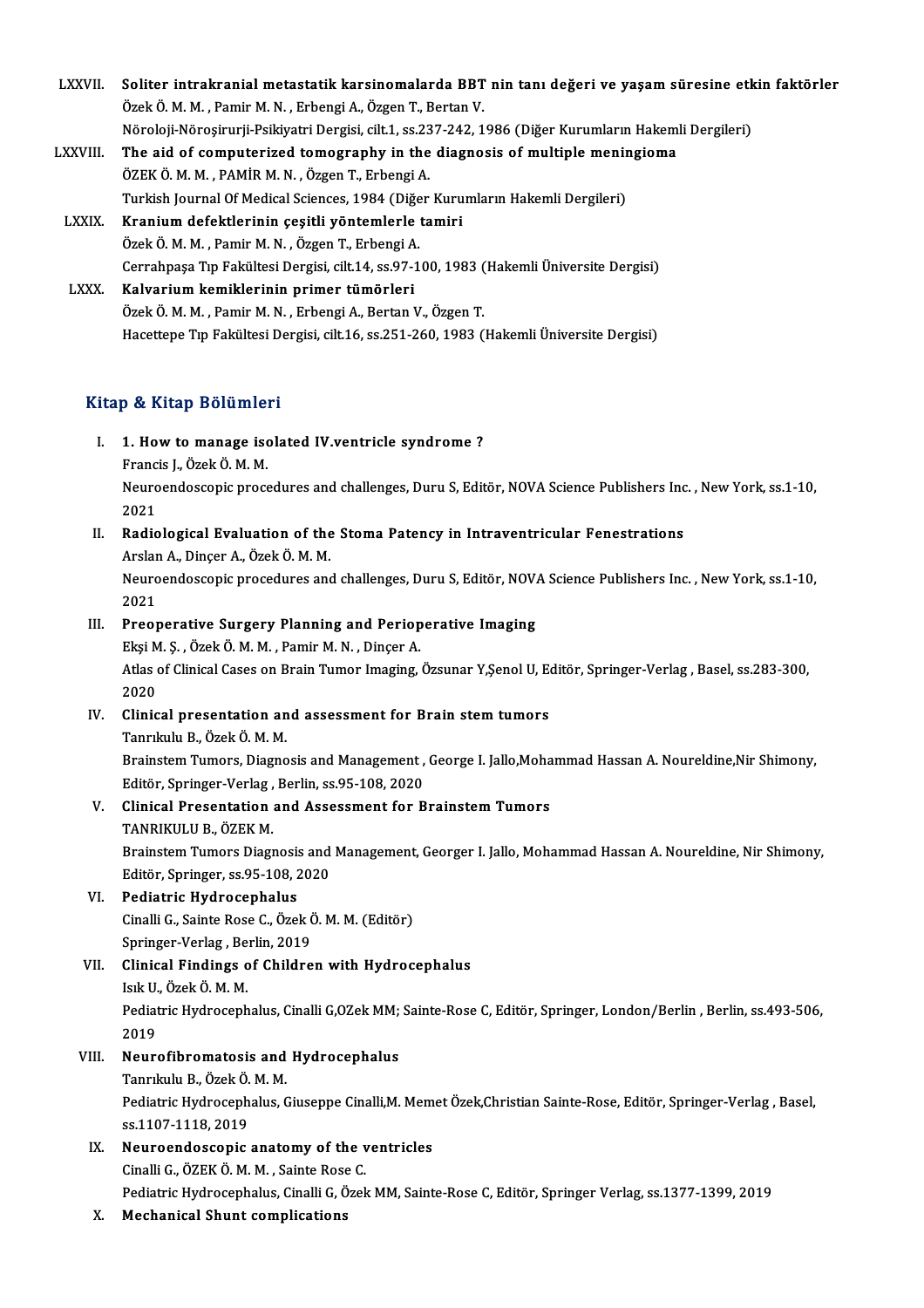LXXVII. **Soliter intrakranial metastatik karsinomalarda BBT nin tanı değeri ve yaşam süresine etkin faktörler**
Özek Ö. M. M. , Pamir M. N. , Erbengi A., Özgen T., Bertan V.
Nöroloji-Nöroşirurji-Psikiyatri Dergisi, cilt.1, ss.237-242, 1986 (Diğer Kurumların Hakemli Dergileri)

LXXVIII. **The aid of computerized tomography in the diagnosis of multiple meningioma**
ÖZEK Ö. M. M. , PAMİR M. N. , Özgen T., Erbengi A.
Turkish Journal Of Medical Sciences, 1984 (Diğer Kurumların Hakemli Dergileri)

LXXIX. **Kranium defektlerinin çeşitli yöntemlerle tamiri**
Özek Ö. M. M. , Pamir M. N. , Özgen T., Erbengi A.
Cerrahpaşa Tıp Fakültesi Dergisi, cilt.14, ss.97-100, 1983 (Hakemli Üniversite Dergisi)

LXXX. **Kalvarium kemiklerinin primer tümörleri**
Özek Ö. M. M. , Pamir M. N. , Erbengi A., Bertan V., Özgen T.
Hacettepe Tıp Fakültesi Dergisi, cilt.16, ss.251-260, 1983 (Hakemli Üniversite Dergisi)

## Kitap & Kitap Bölümleri

I. **1. How to manage isolated IV.ventricle syndrome ?**
Francis J., Özek Ö. M. M.
Neuroendoscopic procedures and challenges, Duru S, Editör, NOVA Science Publishers Inc. , New York, ss.1-10, 2021

II. **Radiological Evaluation of the Stoma Patency in Intraventricular Fenestrations**
Arslan A., Dinçer A., Özek Ö. M. M.
Neuroendoscopic procedures and challenges, Duru S, Editör, NOVA Science Publishers Inc. , New York, ss.1-10, 2021

III. **Preoperative Surgery Planning and Perioperative Imaging**
Ekşi M. Ş. , Özek Ö. M. M. , Pamir M. N. , Dinçer A.
Atlas of Clinical Cases on Brain Tumor Imaging, Özsunar Y,Şenol U, Editör, Springer-Verlag , Basel, ss.283-300, 2020

IV. **Clinical presentation and assessment for Brain stem tumors**
Tanrıkulu B., Özek Ö. M. M.
Brainstem Tumors, Diagnosis and Management , George I. Jallo,Mohammad Hassan A. Noureldine,Nir Shimony, Editör, Springer-Verlag , Berlin, ss.95-108, 2020

V. **Clinical Presentation and Assessment for Brainstem Tumors**
TANRIKULU B., ÖZEK M.
Brainstem Tumors Diagnosis and Management, Georger I. Jallo, Mohammad Hassan A. Noureldine, Nir Shimony, Editör, Springer, ss.95-108, 2020

VI. **Pediatric Hydrocephalus**
Cinalli G., Sainte Rose C., Özek Ö. M. M. (Editör)
Springer-Verlag , Berlin, 2019

VII. **Clinical Findings of Children with Hydrocephalus**
Isık U., Özek Ö. M. M.
Pediatric Hydrocephalus, Cinalli G,OZek MM; Sainte-Rose C, Editör, Springer, London/Berlin , Berlin, ss.493-506, 2019

VIII. **Neurofibromatosis and Hydrocephalus**
Tanrıkulu B., Özek Ö. M. M.
Pediatric Hydrocephalus, Giuseppe Cinalli,M. Memet Özek,Christian Sainte-Rose, Editör, Springer-Verlag , Basel, ss.1107-1118, 2019

IX. **Neuroendoscopic anatomy of the ventricles**
Cinalli G., ÖZEK Ö. M. M. , Sainte Rose C.
Pediatric Hydrocephalus, Cinalli G, Özek MM, Sainte-Rose C, Editör, Springer Verlag, ss.1377-1399, 2019

X. **Mechanical Shunt complications**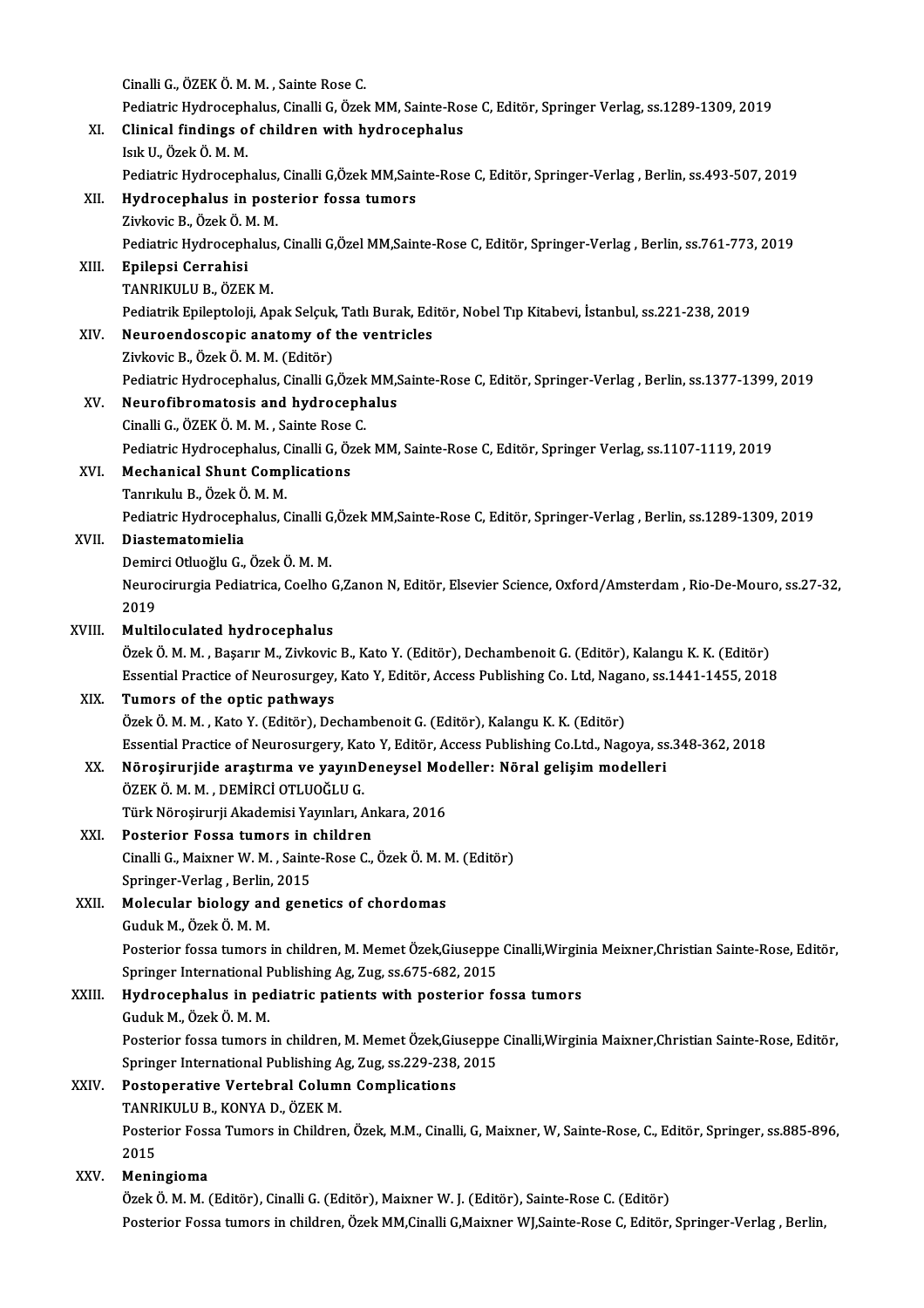Cinalli G., ÖZEK Ö. M. M. , Sainte Rose C.
Pediatric Hydrocephalus, Cinalli G, Özek MM, Sainte-Rose C, Editör, Springer Verlag, ss.1289-1309, 2019

XI. **Clinical findings of children with hydrocephalus**
Isık U., Özek Ö. M. M.
Pediatric Hydrocephalus, Cinalli G,Özek MM,Sainte-Rose C, Editör, Springer-Verlag , Berlin, ss.493-507, 2019

XII. **Hydrocephalus in posterior fossa tumors**
Zivkovic B., Özek Ö. M. M.
Pediatric Hydrocephalus, Cinalli G,Özel MM,Sainte-Rose C, Editör, Springer-Verlag , Berlin, ss.761-773, 2019

XIII. **Epilepsi Cerrahisi**
TANRIKULU B., ÖZEK M.
Pediatrik Epileptoloji, Apak Selçuk, Tatlı Burak, Editör, Nobel Tıp Kitabevi, İstanbul, ss.221-238, 2019

XIV. **Neuroendoscopic anatomy of the ventricles**
Zivkovic B., Özek Ö. M. M. (Editör)
Pediatric Hydrocephalus, Cinalli G,Özek MM,Sainte-Rose C, Editör, Springer-Verlag , Berlin, ss.1377-1399, 2019

XV. **Neurofibromatosis and hydrocephalus**
Cinalli G., ÖZEK Ö. M. M. , Sainte Rose C.
Pediatric Hydrocephalus, Cinalli G, Özek MM, Sainte-Rose C, Editör, Springer Verlag, ss.1107-1119, 2019

XVI. **Mechanical Shunt Complications**
Tanrıkulu B., Özek Ö. M. M.
Pediatric Hydrocephalus, Cinalli G,Özek MM,Sainte-Rose C, Editör, Springer-Verlag , Berlin, ss.1289-1309, 2019

XVII. **Diastematomielia**
Demirci Otluoğlu G., Özek Ö. M. M.
Neurocirurgia Pediatrica, Coelho G,Zanon N, Editör, Elsevier Science, Oxford/Amsterdam , Rio-De-Mouro, ss.27-32, 2019

XVIII. **Multiloculated hydrocephalus**
Özek Ö. M. M. , Başarır M., Zivkovic B., Kato Y. (Editör), Dechambenoit G. (Editör), Kalangu K. K. (Editör)
Essential Practice of Neurosurgey, Kato Y, Editör, Access Publishing Co. Ltd, Nagano, ss.1441-1455, 2018

XIX. **Tumors of the optic pathways**
Özek Ö. M. M. , Kato Y. (Editör), Dechambenoit G. (Editör), Kalangu K. K. (Editör)
Essential Practice of Neurosurgery, Kato Y, Editör, Access Publishing Co.Ltd., Nagoya, ss.348-362, 2018

XX. **Nöroşirurjide araştırma ve yayınDeneysel Modeller: Nöral gelişim modelleri**
ÖZEK Ö. M. M. , DEMİRCİ OTLUOĞLU G.
Türk Nöroşirurji Akademisi Yayınları, Ankara, 2016

XXI. **Posterior Fossa tumors in children**
Cinalli G., Maixner W. M. , Sainte-Rose C., Özek Ö. M. M. (Editör)
Springer-Verlag , Berlin, 2015

XXII. **Molecular biology and genetics of chordomas**
Guduk M., Özek Ö. M. M.
Posterior fossa tumors in children, M. Memet Özek,Giuseppe Cinalli,Wirginia Meixner,Christian Sainte-Rose, Editör, Springer International Publishing Ag, Zug, ss.675-682, 2015

XXIII. **Hydrocephalus in pediatric patients with posterior fossa tumors**
Guduk M., Özek Ö. M. M.
Posterior fossa tumors in children, M. Memet Özek,Giuseppe Cinalli,Wirginia Maixner,Christian Sainte-Rose, Editör, Springer International Publishing Ag, Zug, ss.229-238, 2015

XXIV. **Postoperative Vertebral Column Complications**
TANRIKULU B., KONYA D., ÖZEK M.
Posterior Fossa Tumors in Children, Özek, M.M., Cinalli, G, Maixner, W, Sainte-Rose, C., Editör, Springer, ss.885-896, 2015

XXV. **Meningioma**
Özek Ö. M. M. (Editör), Cinalli G. (Editör), Maixner W. J. (Editör), Sainte-Rose C. (Editör)
Posterior Fossa tumors in children, Özek MM,Cinalli G,Maixner WJ,Sainte-Rose C, Editör, Springer-Verlag , Berlin,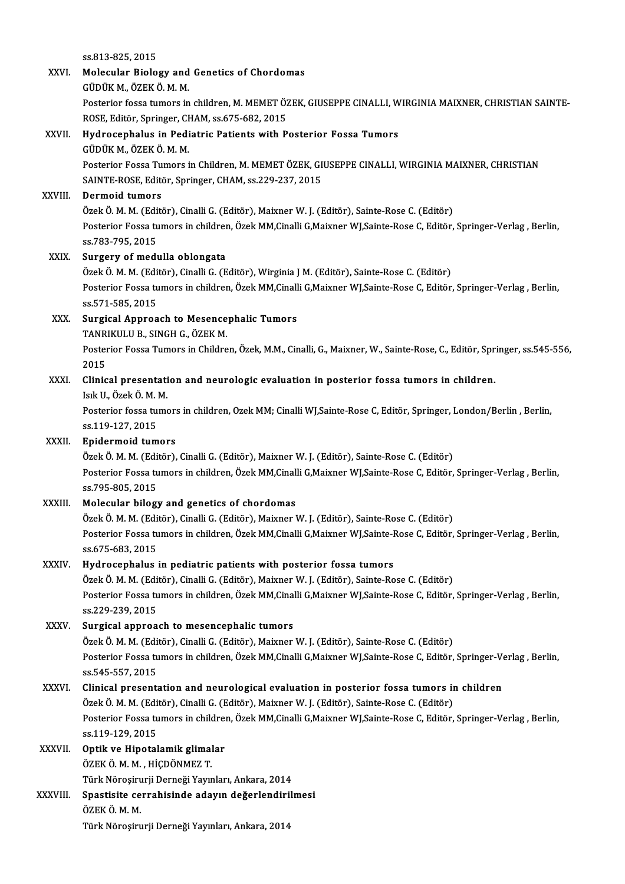ss.813-825, 2015

XXVI. **Molecular Biology and Genetics of Chordomas**
GÜDÜK M., ÖZEK Ö. M. M.
Posterior fossa tumors in children, M. MEMET ÖZEK, GIUSEPPE CINALLI, WIRGINIA MAIXNER, CHRISTIAN SAINTE-ROSE, Editör, Springer, CHAM, ss.675-682, 2015

XXVII. **Hydrocephalus in Pediatric Patients with Posterior Fossa Tumors**
GÜDÜK M., ÖZEK Ö. M. M.
Posterior Fossa Tumors in Children, M. MEMET ÖZEK, GIUSEPPE CINALLI, WIRGINIA MAIXNER, CHRISTIAN SAINTE-ROSE, Editör, Springer, CHAM, ss.229-237, 2015

XXVIII. **Dermoid tumors**
Özek Ö. M. M. (Editör), Cinalli G. (Editör), Maixner W. J. (Editör), Sainte-Rose C. (Editör)
Posterior Fossa tumors in children, Özek MM,Cinalli G,Maixner WJ,Sainte-Rose C, Editör, Springer-Verlag , Berlin, ss.783-795, 2015

XXIX. **Surgery of medulla oblongata**
Özek Ö. M. M. (Editör), Cinalli G. (Editör), Wirginia J M. (Editör), Sainte-Rose C. (Editör)
Posterior Fossa tumors in children, Özek MM,Cinalli G,Maixner WJ,Sainte-Rose C, Editör, Springer-Verlag , Berlin, ss.571-585, 2015

XXX. **Surgical Approach to Mesencephalic Tumors**
TANRIKULU B., SINGH G., ÖZEK M.
Posterior Fossa Tumors in Children, Özek, M.M., Cinalli, G., Maixner, W., Sainte-Rose, C., Editör, Springer, ss.545-556, 2015

XXXI. **Clinical presentation and neurologic evaluation in posterior fossa tumors in children.**
Isık U., Özek Ö. M. M.
Posterior fossa tumors in children, Ozek MM; Cinalli WJ,Sainte-Rose C, Editör, Springer, London/Berlin , Berlin, ss.119-127, 2015

XXXII. **Epidermoid tumors**
Özek Ö. M. M. (Editör), Cinalli G. (Editör), Maixner W. J. (Editör), Sainte-Rose C. (Editör)
Posterior Fossa tumors in children, Özek MM,Cinalli G,Maixner WJ,Sainte-Rose C, Editör, Springer-Verlag , Berlin, ss.795-805, 2015

XXXIII. **Molecular bilogy and genetics of chordomas**
Özek Ö. M. M. (Editör), Cinalli G. (Editör), Maixner W. J. (Editör), Sainte-Rose C. (Editör)
Posterior Fossa tumors in children, Özek MM,Cinalli G,Maixner WJ,Sainte-Rose C, Editör, Springer-Verlag , Berlin, ss.675-683, 2015

XXXIV. **Hydrocephalus in pediatric patients with posterior fossa tumors**
Özek Ö. M. M. (Editör), Cinalli G. (Editör), Maixner W. J. (Editör), Sainte-Rose C. (Editör)
Posterior Fossa tumors in children, Özek MM,Cinalli G,Maixner WJ,Sainte-Rose C, Editör, Springer-Verlag , Berlin, ss.229-239, 2015

XXXV. **Surgical approach to mesencephalic tumors**
Özek Ö. M. M. (Editör), Cinalli G. (Editör), Maixner W. J. (Editör), Sainte-Rose C. (Editör)
Posterior Fossa tumors in children, Özek MM,Cinalli G,Maixner WJ,Sainte-Rose C, Editör, Springer-Verlag , Berlin, ss.545-557, 2015

XXXVI. **Clinical presentation and neurological evaluation in posterior fossa tumors in children**
Özek Ö. M. M. (Editör), Cinalli G. (Editör), Maixner W. J. (Editör), Sainte-Rose C. (Editör)
Posterior Fossa tumors in children, Özek MM,Cinalli G,Maixner WJ,Sainte-Rose C, Editör, Springer-Verlag , Berlin, ss.119-129, 2015

XXXVII. **Optik ve Hipotalamik glimalar**
ÖZEK Ö. M. M. , HİÇDÖNMEZ T.
Türk Nöroşirurji Derneği Yayınları, Ankara, 2014

XXXVIII. **Spastisite cerrahisinde adayın değerlendirilmesi**
ÖZEK Ö. M. M.
Türk Nöroşirurji Derneği Yayınları, Ankara, 2014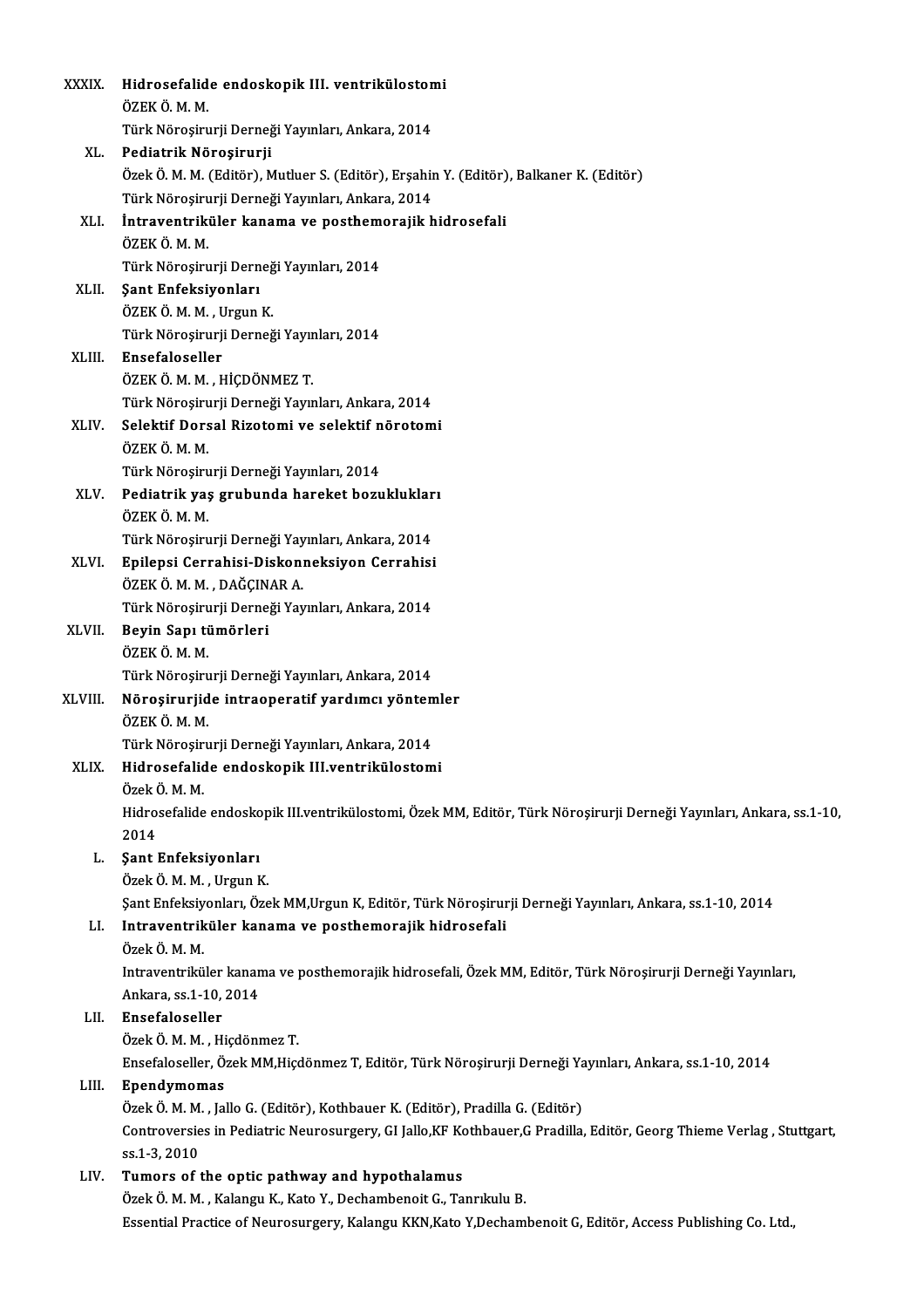XXXIX. **Hidrosefalide endoskopik III. ventrikülostomi**
ÖZEK Ö. M. M.
Türk Nöroşirurji Derneği Yayınları, Ankara, 2014

XL. **Pediatrik Nöroşirurji**
Özek Ö. M. M. (Editör), Mutluer S. (Editör), Erşahin Y. (Editör), Balkaner K. (Editör)
Türk Nöroşirurji Derneği Yayınları, Ankara, 2014

XLI. **İntraventriküler kanama ve posthemorajik hidrosefali**
ÖZEK Ö. M. M.
Türk Nöroşirurji Derneği Yayınları, 2014

XLII. **Şant Enfeksiyonları**
ÖZEK Ö. M. M. , Urgun K.
Türk Nöroşirurji Derneği Yayınları, 2014

XLIII. **Ensefaloseller**
ÖZEK Ö. M. M. , HİÇDÖNMEZ T.
Türk Nöroşirurji Derneği Yayınları, Ankara, 2014

XLIV. **Selektif Dorsal Rizotomi ve selektif nörotomi**
ÖZEK Ö. M. M.
Türk Nöroşirurji Derneği Yayınları, 2014

XLV. **Pediatrik yaş grubunda hareket bozuklukları**
ÖZEK Ö. M. M.
Türk Nöroşirurji Derneği Yayınları, Ankara, 2014

XLVI. **Epilepsi Cerrahisi-Diskonneksiyon Cerrahisi**
ÖZEK Ö. M. M. , DAĞÇINAR A.
Türk Nöroşirurji Derneği Yayınları, Ankara, 2014

XLVII. **Beyin Sapı tümörleri**
ÖZEK Ö. M. M.
Türk Nöroşirurji Derneği Yayınları, Ankara, 2014

XLVIII. **Nöroşirurjide intraoperatif yardımcı yöntemler**
ÖZEK Ö. M. M.
Türk Nöroşirurji Derneği Yayınları, Ankara, 2014

XLIX. **Hidrosefalide endoskopik III.ventrikülostomi**
Özek Ö. M. M.
Hidrosefalide endoskopik III.ventrikülostomi, Özek MM, Editör, Türk Nöroşirurji Derneği Yayınları, Ankara, ss.1-10, 2014

L. **Şant Enfeksiyonları**
Özek Ö. M. M. , Urgun K.
Şant Enfeksiyonları, Özek MM,Urgun K, Editör, Türk Nöroşirurji Derneği Yayınları, Ankara, ss.1-10, 2014

LI. **Intraventriküler kanama ve posthemorajik hidrosefali**
Özek Ö. M. M.
Intraventriküler kanama ve posthemorajik hidrosefali, Özek MM, Editör, Türk Nöroşirurji Derneği Yayınları, Ankara, ss.1-10, 2014

LII. **Ensefaloseller**
Özek Ö. M. M. , Hiçdönmez T.
Ensefaloseller, Özek MM,Hiçdönmez T, Editör, Türk Nöroşirurji Derneği Yayınları, Ankara, ss.1-10, 2014

LIII. **Ependymomas**
Özek Ö. M. M. , Jallo G. (Editör), Kothbauer K. (Editör), Pradilla G. (Editör)
Controversies in Pediatric Neurosurgery, GI Jallo,KF Kothbauer,G Pradilla, Editör, Georg Thieme Verlag , Stuttgart, ss.1-3, 2010

LIV. **Tumors of the optic pathway and hypothalamus**
Özek Ö. M. M. , Kalangu K., Kato Y., Dechambenoit G., Tanrıkulu B.
Essential Practice of Neurosurgery, Kalangu KKN,Kato Y,Dechambenoit G, Editör, Access Publishing Co. Ltd.,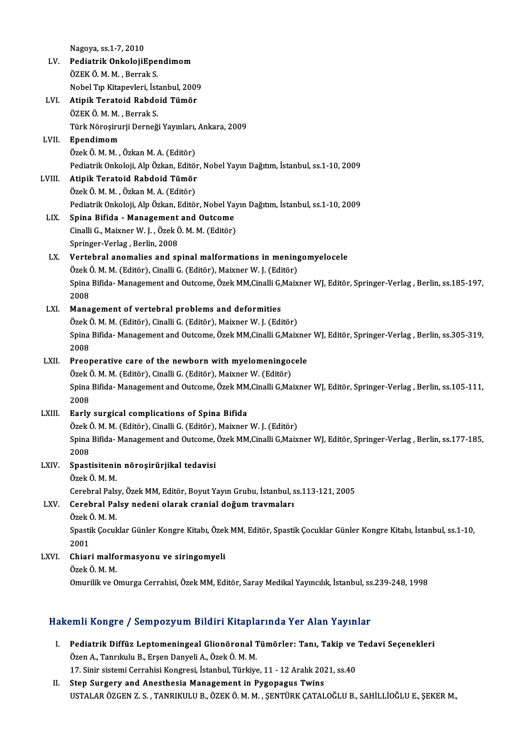Nagoya, ss.1-7, 2010

LV. **Pediatrik OnkolojiEpendimom**
ÖZEK Ö. M. M. , Berrak S.
Nobel Tıp Kitapevleri, İstanbul, 2009

LVI. **Atipik Teratoid Rabdoid Tümör**
ÖZEK Ö. M. M. , Berrak S.
Türk Nöroşirurji Derneği Yayınları, Ankara, 2009

LVII. **Ependimom**
Özek Ö. M. M. , Özkan M. A. (Editör)
Pediatrik Onkoloji, Alp Özkan, Editör, Nobel Yayın Dağıtım, İstanbul, ss.1-10, 2009

LVIII. **Atipik Teratoid Rabdoid Tümör**
Özek Ö. M. M. , Özkan M. A. (Editör)
Pediatrik Onkoloji, Alp Özkan, Editör, Nobel Yayın Dağıtım, İstanbul, ss.1-10, 2009

LIX. **Spina Bifida - Management and Outcome**
Cinalli G., Maixner W. J. , Özek Ö. M. M. (Editör)
Springer-Verlag , Berlin, 2008

LX. **Vertebral anomalies and spinal malformations in meningomyelocele**
Özek Ö. M. M. (Editör), Cinalli G. (Editör), Maixner W. J. (Editör)
Spina Bifida- Management and Outcome, Özek MM,Cinalli G,Maixner WJ, Editör, Springer-Verlag , Berlin, ss.185-197, 2008

LXI. **Management of vertebral problems and deformities**
Özek Ö. M. M. (Editör), Cinalli G. (Editör), Maixner W. J. (Editör)
Spina Bifida- Management and Outcome, Özek MM,Cinalli G,Maixner WJ, Editör, Springer-Verlag , Berlin, ss.305-319, 2008

LXII. **Preoperative care of the newborn with myelomeningocele**
Özek Ö. M. M. (Editör), Cinalli G. (Editör), Maixner W. (Editör)
Spina Bifida- Management and Outcome, Özek MM,Cinalli G,Maixner WJ, Editör, Springer-Verlag , Berlin, ss.105-111, 2008

LXIII. **Early surgical complications of Spina Bifida**
Özek Ö. M. M. (Editör), Cinalli G. (Editör), Maixner W. J. (Editör)
Spina Bifida- Management and Outcome, Özek MM,Cinalli G,Maixner WJ, Editör, Springer-Verlag , Berlin, ss.177-185, 2008

LXIV. **Spastisitenin nöroşirürjikal tedavisi**
Özek Ö. M. M.
Cerebral Palsy, Özek MM, Editör, Boyut Yayın Grubu, İstanbul, ss.113-121, 2005

LXV. **Cerebral Palsy nedeni olarak cranial doğum travmaları**
Özek Ö. M. M.
Spastik Çocuklar Günler Kongre Kitabı, Özek MM, Editör, Spastik Çocuklar Günler Kongre Kitabı, İstanbul, ss.1-10, 2001

LXVI. **Chiari malformasyonu ve siringomyeli**
Özek Ö. M. M.
Omurilik ve Omurga Cerrahisi, Özek MM, Editör, Saray Medikal Yayıncılık, İstanbul, ss.239-248, 1998

## Hakemli Kongre / Sempozyum Bildiri Kitaplarında Yer Alan Yayınlar

I. **Pediatrik Diffüz Leptomeningeal Glionöronal Tümörler: Tanı, Takip ve Tedavi Seçenekleri**
Özen A., Tanrıkulu B., Erşen Danyeli A., Özek Ö. M. M.
17. Sinir sistemi Cerrahisi Kongresi, İstanbul, Türkiye, 11 - 12 Aralık 2021, ss.40

II. **Step Surgery and Anesthesia Management in Pygopagus Twins**
USTALAR ÖZGEN Z. S. , TANRIKULU B., ÖZEK Ö. M. M. , ŞENTÜRK ÇATALOĞLU B., SAHİLLİOĞLU E., ŞEKER M.,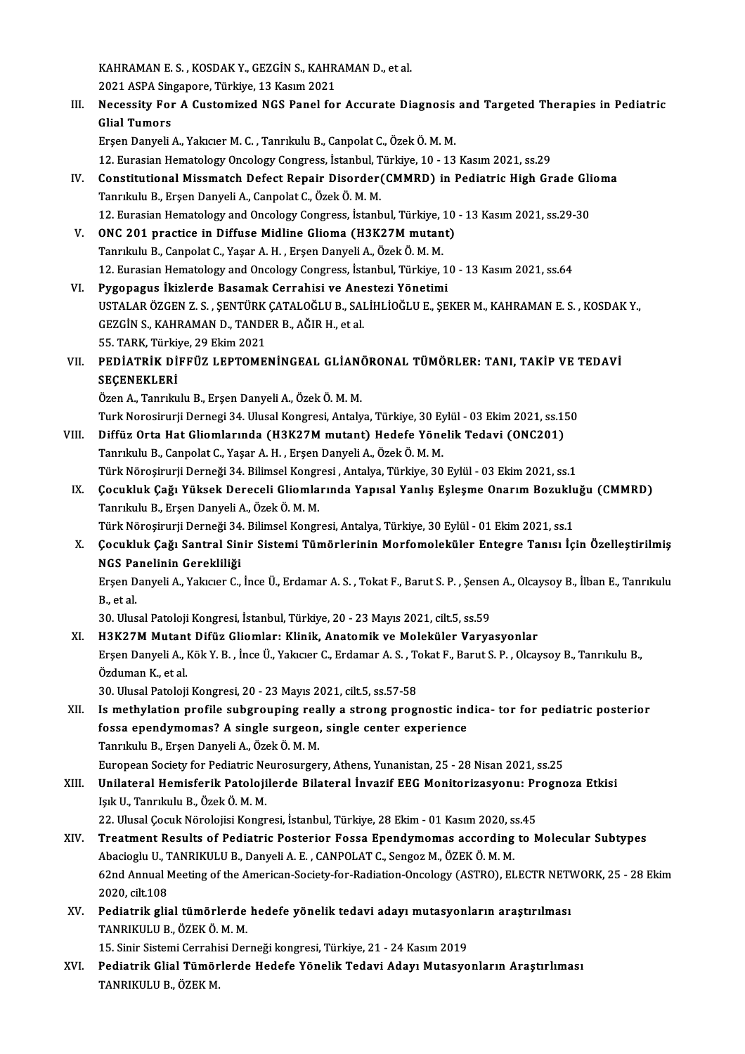KAHRAMAN E. S. , KOSDAK Y., GEZGİN S., KAHRAMAN D., et al.
2021 ASPA Singapore, Türkiye, 13 Kasım 2021

III. **Necessity For A Customized NGS Panel for Accurate Diagnosis and Targeted Therapies in Pediatric Glial Tumors**
Erşen Danyeli A., Yakıcıer M. C. , Tanrıkulu B., Canpolat C., Özek Ö. M. M.
12. Eurasian Hematology Oncology Congress, İstanbul, Türkiye, 10 - 13 Kasım 2021, ss.29

IV. **Constitutional Missmatch Defect Repair Disorder(CMMRD) in Pediatric High Grade Glioma**
Tanrıkulu B., Erşen Danyeli A., Canpolat C., Özek Ö. M. M.
12. Eurasian Hematology and Oncology Congress, İstanbul, Türkiye, 10 - 13 Kasım 2021, ss.29-30

V. **ONC 201 practice in Diffuse Midline Glioma (H3K27M mutant)**
Tanrıkulu B., Canpolat C., Yaşar A. H. , Erşen Danyeli A., Özek Ö. M. M.
12. Eurasian Hematology and Oncology Congress, İstanbul, Türkiye, 10 - 13 Kasım 2021, ss.64

VI. **Pygopagus İkizlerde Basamak Cerrahisi ve Anestezi Yönetimi**
USTALAR ÖZGEN Z. S. , ŞENTÜRK ÇATALOĞLU B., SALİHLİOĞLU E., ŞEKER M., KAHRAMAN E. S. , KOSDAK Y., GEZGİN S., KAHRAMAN D., TANDER B., AĞIR H., et al.
55. TARK, Türkiye, 29 Ekim 2021

VII. **PEDİATRİK DİFFÜZ LEPTOMENİNGEAL GLİANÖRONAL TÜMÖRLER: TANI, TAKİP VE TEDAVİ SEÇENEKLERİ**
Özen A., Tanrıkulu B., Erşen Danyeli A., Özek Ö. M. M.
Turk Norosirurji Dernegi 34. Ulusal Kongresi, Antalya, Türkiye, 30 Eylül - 03 Ekim 2021, ss.150

VIII. **Diffüz Orta Hat Gliomlarında (H3K27M mutant) Hedefe Yönelik Tedavi (ONC201)**
Tanrıkulu B., Canpolat C., Yaşar A. H. , Erşen Danyeli A., Özek Ö. M. M.
Türk Nöroşirurji Derneği 34. Bilimsel Kongresi , Antalya, Türkiye, 30 Eylül - 03 Ekim 2021, ss.1

IX. **Çocukluk Çağı Yüksek Dereceli Gliomlarında Yapısal Yanlış Eşleşme Onarım Bozukluğu (CMMRD)**
Tanrıkulu B., Erşen Danyeli A., Özek Ö. M. M.
Türk Nöroşirurji Derneği 34. Bilimsel Kongresi, Antalya, Türkiye, 30 Eylül - 01 Ekim 2021, ss.1

X. **Çocukluk Çağı Santral Sinir Sistemi Tümörlerinin Morfomoleküler Entegre Tanısı İçin Özelleştirilmiş NGS Panelinin Gerekliliği**
Erşen Danyeli A., Yakıcıer C., İnce Ü., Erdamar A. S. , Tokat F., Barut S. P. , Şensen A., Olcaysoy B., İlban E., Tanrıkulu B., et al.
30. Ulusal Patoloji Kongresi, İstanbul, Türkiye, 20 - 23 Mayıs 2021, cilt.5, ss.59

XI. **H3K27M Mutant Difüz Gliomlar: Klinik, Anatomik ve Moleküler Varyasyonlar**
Erşen Danyeli A., Kök Y. B. , İnce Ü., Yakıcıer C., Erdamar A. S. , Tokat F., Barut S. P. , Olcaysoy B., Tanrıkulu B., Özduman K., et al.
30. Ulusal Patoloji Kongresi, 20 - 23 Mayıs 2021, cilt.5, ss.57-58

XII. **Is methylation profile subgrouping really a strong prognostic indica- tor for pediatric posterior fossa ependymomas? A single surgeon, single center experience**
Tanrıkulu B., Erşen Danyeli A., Özek Ö. M. M.
European Society for Pediatric Neurosurgery, Athens, Yunanistan, 25 - 28 Nisan 2021, ss.25

XIII. **Unilateral Hemisferik Patolojilerde Bilateral İnvazif EEG Monitorizasyonu: Prognoza Etkisi**
Işık U., Tanrıkulu B., Özek Ö. M. M.
22. Ulusal Çocuk Nörolojisi Kongresi, İstanbul, Türkiye, 28 Ekim - 01 Kasım 2020, ss.45

XIV. **Treatment Results of Pediatric Posterior Fossa Ependymomas according to Molecular Subtypes**
Abacioglu U., TANRIKULU B., Danyeli A. E. , CANPOLAT C., Sengoz M., ÖZEK Ö. M. M.
62nd Annual Meeting of the American-Society-for-Radiation-Oncology (ASTRO), ELECTR NETWORK, 25 - 28 Ekim 2020, cilt.108

XV. **Pediatrik glial tümörlerde hedefe yönelik tedavi adayı mutasyonların araştırılması**
TANRIKULU B., ÖZEK Ö. M. M.
15. Sinir Sistemi Cerrahisi Derneği kongresi, Türkiye, 21 - 24 Kasım 2019

XVI. **Pediatrik Glial Tümörlerde Hedefe Yönelik Tedavi Adayı Mutasyonların Araştırılması**
TANRIKULU B., ÖZEK M.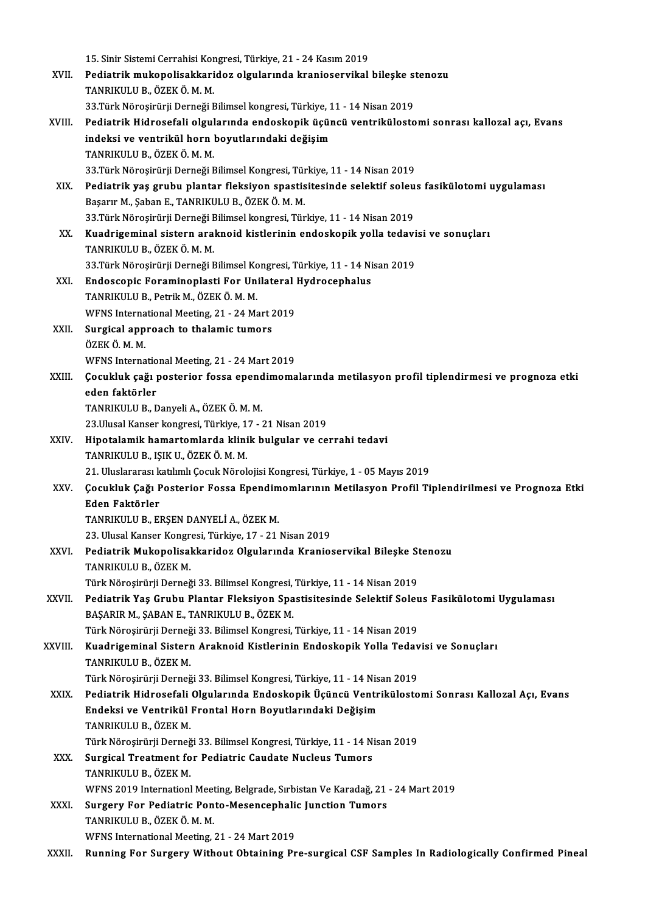15. Sinir Sistemi Cerrahisi Kongresi, Türkiye, 21 - 24 Kasım 2019

XVII. **Pediatrik mukopolisakkaridoz olgularında kranioservikal bileşke stenozu**
TANRIKULU B., ÖZEK Ö. M. M.
33.Türk Nöroşirürji Derneği Bilimsel kongresi, Türkiye, 11 - 14 Nisan 2019

XVIII. **Pediatrik Hidrosefali olgularında endoskopik üçüncü ventrikülostomi sonrası kallozal açı, Evans indeksi ve ventrikül horn boyutlarındaki değişim**
TANRIKULU B., ÖZEK Ö. M. M.
33.Türk Nöroşirürji Derneği Bilimsel Kongresi, Türkiye, 11 - 14 Nisan 2019

XIX. **Pediatrik yaş grubu plantar fleksiyon spastisitesinde selektif soleus fasikülotomi uygulaması**
Başarır M., Şaban E., TANRIKULU B., ÖZEK Ö. M. M.
33.Türk Nöroşirürji Derneği Bilimsel kongresi, Türkiye, 11 - 14 Nisan 2019

XX. **Kuadrigeminal sistern araknoid kistlerinin endoskopik yolla tedavisi ve sonuçları**
TANRIKULU B., ÖZEK Ö. M. M.
33.Türk Nöroşirürji Derneği Bilimsel Kongresi, Türkiye, 11 - 14 Nisan 2019

XXI. **Endoscopic Foraminoplasti For Unilateral Hydrocephalus**
TANRIKULU B., Petrik M., ÖZEK Ö. M. M.
WFNS International Meeting, 21 - 24 Mart 2019

XXII. **Surgical approach to thalamic tumors**
ÖZEK Ö. M. M.
WFNS International Meeting, 21 - 24 Mart 2019

XXIII. **Çocukluk çağı posterior fossa ependimomalarında metilasyon profil tiplendirmesi ve prognoza etki eden faktörler**
TANRIKULU B., Danyeli A., ÖZEK Ö. M. M.
23.Ulusal Kanser kongresi, Türkiye, 17 - 21 Nisan 2019

XXIV. **Hipotalamik hamartomlarda klinik bulgular ve cerrahi tedavi**
TANRIKULU B., IŞIK U., ÖZEK Ö. M. M.
21. Uluslararası katılımlı Çocuk Nörolojisi Kongresi, Türkiye, 1 - 05 Mayıs 2019

XXV. **Çocukluk Çağı Posterior Fossa Ependimomlarının Metilasyon Profil Tiplendirilmesi ve Prognoza Etki Eden Faktörler**
TANRIKULU B., ERŞEN DANYELİ A., ÖZEK M.
23. Ulusal Kanser Kongresi, Türkiye, 17 - 21 Nisan 2019

XXVI. **Pediatrik Mukopolisakkaridoz Olgularında Kranioservikal Bileşke Stenozu**
TANRIKULU B., ÖZEK M.
Türk Nöroşirürji Derneği 33. Bilimsel Kongresi, Türkiye, 11 - 14 Nisan 2019

XXVII. **Pediatrik Yaş Grubu Plantar Fleksiyon Spastisitesinde Selektif Soleus Fasikülotomi Uygulaması**
BAŞARIR M., ŞABAN E., TANRIKULU B., ÖZEK M.
Türk Nöroşirürji Derneği 33. Bilimsel Kongresi, Türkiye, 11 - 14 Nisan 2019

XXVIII. **Kuadrigeminal Sistern Araknoid Kistlerinin Endoskopik Yolla Tedavisi ve Sonuçları**
TANRIKULU B., ÖZEK M.
Türk Nöroşirürji Derneği 33. Bilimsel Kongresi, Türkiye, 11 - 14 Nisan 2019

XXIX. **Pediatrik Hidrosefali Olgularında Endoskopik Üçüncü Ventrikülostomi Sonrası Kallozal Açı, Evans Endeksi ve Ventrikül Frontal Horn Boyutlarındaki Değişim**
TANRIKULU B., ÖZEK M.
Türk Nöroşirürji Derneği 33. Bilimsel Kongresi, Türkiye, 11 - 14 Nisan 2019

XXX. **Surgical Treatment for Pediatric Caudate Nucleus Tumors**
TANRIKULU B., ÖZEK M.
WFNS 2019 Internationl Meeting, Belgrade, Sırbistan Ve Karadağ, 21 - 24 Mart 2019

XXXI. **Surgery For Pediatric Ponto-Mesencephalic Junction Tumors**
TANRIKULU B., ÖZEK Ö. M. M.
WFNS International Meeting, 21 - 24 Mart 2019

XXXII. **Running For Surgery Without Obtaining Pre-surgical CSF Samples In Radiologically Confirmed Pineal**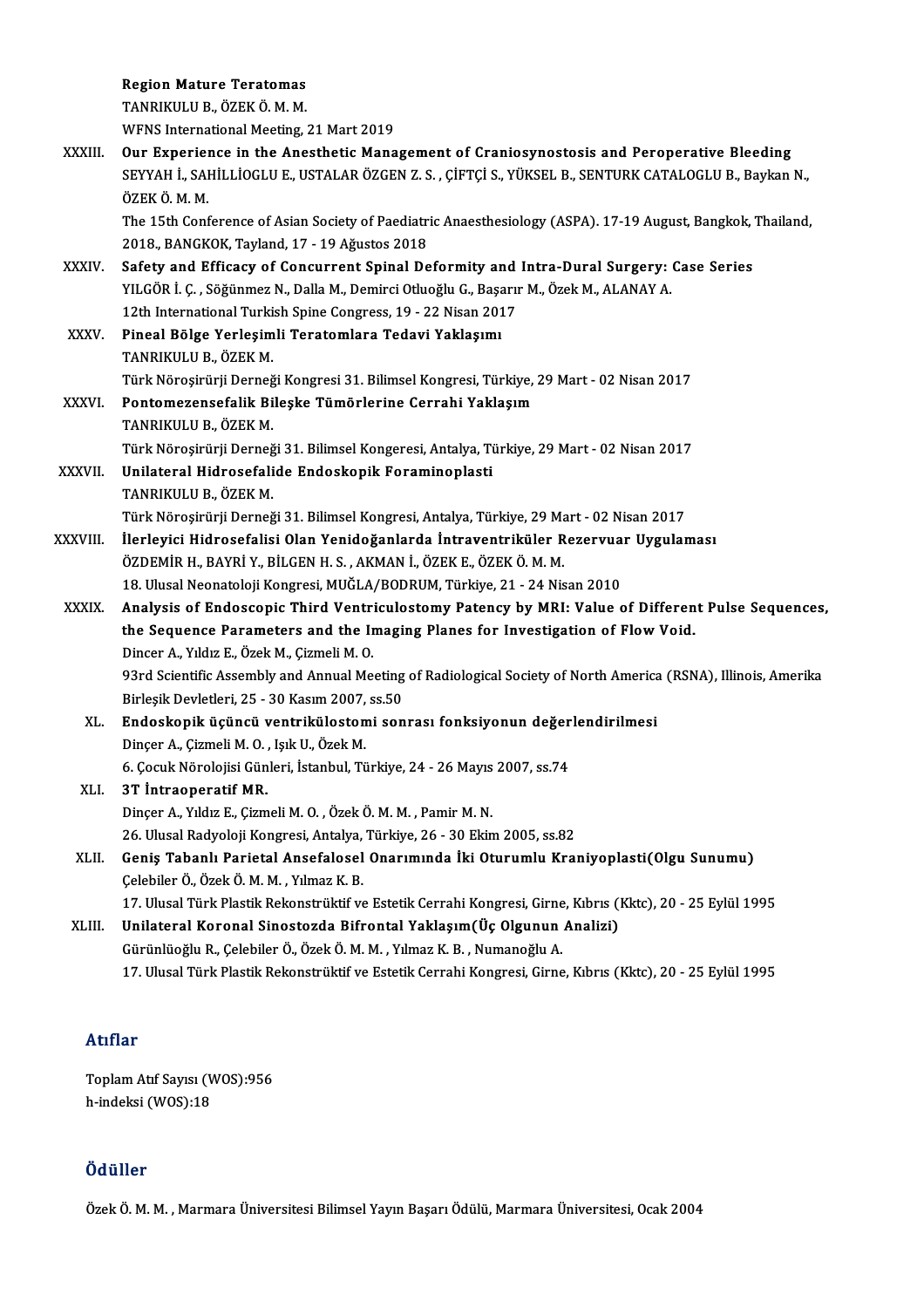Region Mature Teratomas
TANRIKULU B., ÖZEK Ö. M. M.
WFNS International Meeting, 21 Mart 2019

XXXIII. **Our Experience in the Anesthetic Management of Craniosynostosis and Peroperative Bleeding**
SEYYAH İ., SAHİLLİOGLU E., USTALAR ÖZGEN Z. S. , ÇİFTÇİ S., YÜKSEL B., SENTURK CATALOGLU B., Baykan N., ÖZEK Ö. M. M.
The 15th Conference of Asian Society of Paediatric Anaesthesiology (ASPA). 17-19 August, Bangkok, Thailand, 2018., BANGKOK, Tayland, 17 - 19 Ağustos 2018

XXXIV. **Safety and Efficacy of Concurrent Spinal Deformity and Intra-Dural Surgery: Case Series**
YILGÖR İ. Ç. , Söğünmez N., Dalla M., Demirci Otluoğlu G., Başarır M., Özek M., ALANAY A.
12th International Turkish Spine Congress, 19 - 22 Nisan 2017

XXXV. **Pineal Bölge Yerleşimli Teratomlara Tedavi Yaklaşımı**
TANRIKULU B., ÖZEK M.
Türk Nöroşirürji Derneği Kongresi 31. Bilimsel Kongresi, Türkiye, 29 Mart - 02 Nisan 2017

XXXVI. **Pontomezensefalik Bileşke Tümörlerine Cerrahi Yaklaşım**
TANRIKULU B., ÖZEK M.
Türk Nöroşirürji Derneği 31. Bilimsel Kongeresi, Antalya, Türkiye, 29 Mart - 02 Nisan 2017

XXXVII. **Unilateral Hidrosefalide Endoskopik Foraminoplasti**
TANRIKULU B., ÖZEK M.
Türk Nöroşirürji Derneği 31. Bilimsel Kongresi, Antalya, Türkiye, 29 Mart - 02 Nisan 2017

XXXVIII. **İlerleyici Hidrosefalisi Olan Yenidoğanlarda İntraventriküler Rezervuar Uygulaması**
ÖZDEMİR H., BAYRİ Y., BİLGEN H. S. , AKMAN İ., ÖZEK E., ÖZEK Ö. M. M.
18. Ulusal Neonatoloji Kongresi, MUĞLA/BODRUM, Türkiye, 21 - 24 Nisan 2010

XXXIX. **Analysis of Endoscopic Third Ventriculostomy Patency by MRI: Value of Different Pulse Sequences, the Sequence Parameters and the Imaging Planes for Investigation of Flow Void.**
Dincer A., Yıldız E., Özek M., Çizmeli M. O.
93rd Scientific Assembly and Annual Meeting of Radiological Society of North America (RSNA), Illinois, Amerika Birleşik Devletleri, 25 - 30 Kasım 2007, ss.50

XL. **Endoskopik üçüncü ventrikülostomi sonrası fonksiyonun değerlendirilmesi**
Dinçer A., Çizmeli M. O. , Işık U., Özek M.
6. Çocuk Nörolojisi Günleri, İstanbul, Türkiye, 24 - 26 Mayıs 2007, ss.74

XLI. **3T İntraoperatif MR.**
Dinçer A., Yıldız E., Çizmeli M. O. , Özek Ö. M. M. , Pamir M. N.
26. Ulusal Radyoloji Kongresi, Antalya, Türkiye, 26 - 30 Ekim 2005, ss.82

XLII. **Geniş Tabanlı Parietal Ansefalosel Onarımında İki Oturumlu Kraniyoplasti(Olgu Sunumu)**
Çelebiler Ö., Özek Ö. M. M. , Yılmaz K. B.
17. Ulusal Türk Plastik Rekonstrüktif ve Estetik Cerrahi Kongresi, Girne, Kıbrıs (Kktc), 20 - 25 Eylül 1995

XLIII. **Unilateral Koronal Sinostozda Bifrontal Yaklaşım(Üç Olgunun Analizi)**
Gürünlüoğlu R., Çelebiler Ö., Özek Ö. M. M. , Yılmaz K. B. , Numanoğlu A.
17. Ulusal Türk Plastik Rekonstrüktif ve Estetik Cerrahi Kongresi, Girne, Kıbrıs (Kktc), 20 - 25 Eylül 1995

## Atıflar

Toplam Atıf Sayısı (WOS):956
h-indeksi (WOS):18

## Ödüller

Özek Ö. M. M. , Marmara Üniversitesi Bilimsel Yayın Başarı Ödülü, Marmara Üniversitesi, Ocak 2004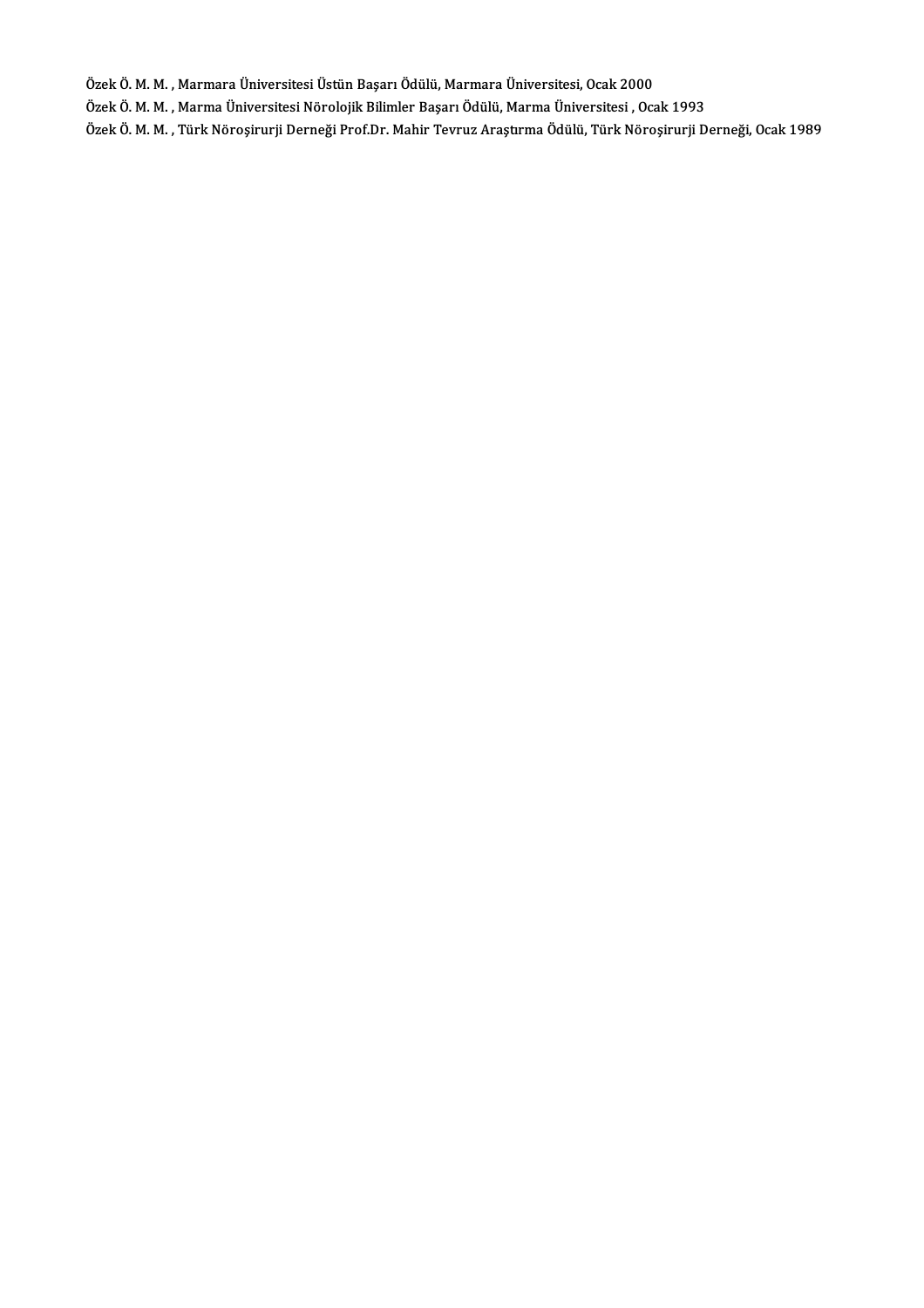Özek Ö. M. M. , Marmara Üniversitesi Üstün Başarı Ödülü, Marmara Üniversitesi, Ocak 2000

Özek Ö. M. M. , Marma Üniversitesi Nörolojik Bilimler Başarı Ödülü, Marma Üniversitesi , Ocak 1993

Özek Ö. M. M. , Türk Nöroşirurji Derneği Prof.Dr. Mahir Tevruz Araştırma Ödülü, Türk Nöroşirurji Derneği, Ocak 1989